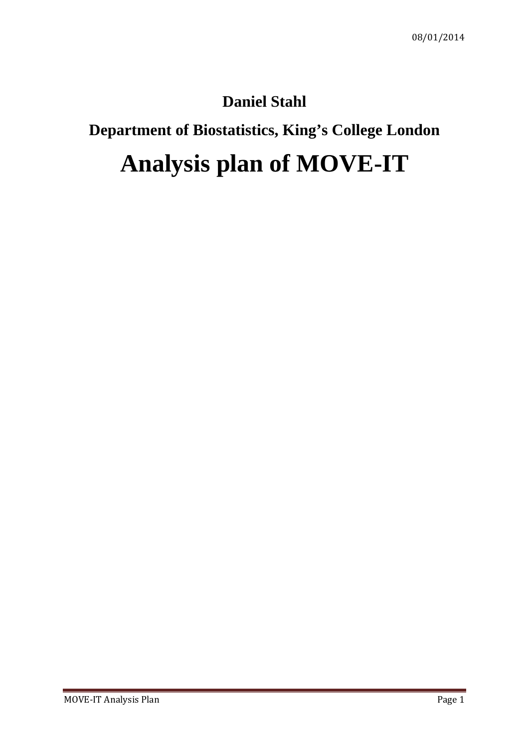08/01/2014

**Daniel Stahl**

**Department of Biostatistics, King's College London**

# Analysis plan of MOVE-IT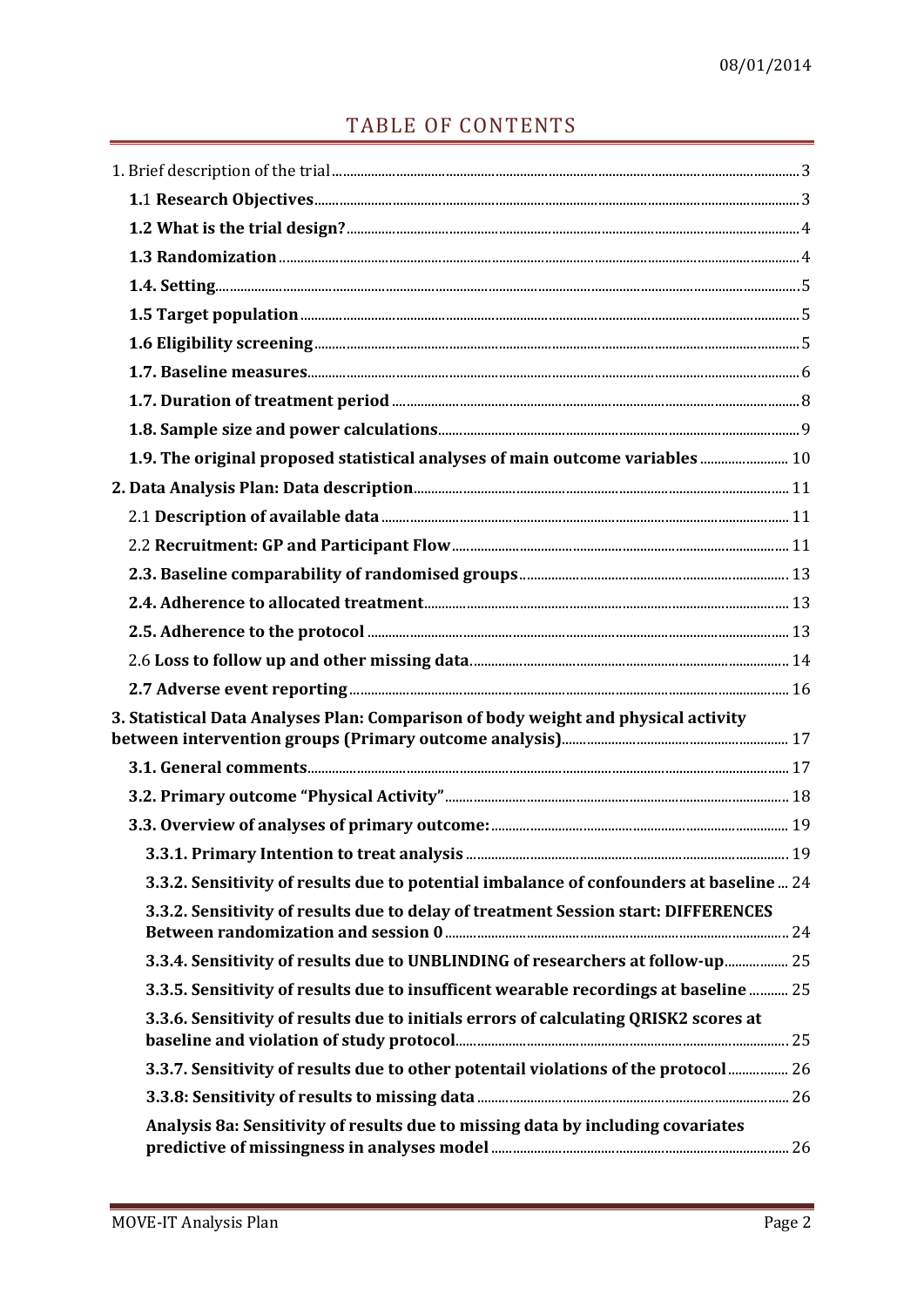08/01/2014

# TABLE OF CONTENTS

1. Brief description of the trial ..... 3
   - **1.1 Research Objectives** ..... 3
   - **1.2 What is the trial design?** ..... 4
   - **1.3 Randomization** ..... 4
   - **1.4. Setting** ..... 5
   - **1.5 Target population** ..... 5
   - **1.6 Eligibility screening** ..... 5
   - **1.7. Baseline measures** ..... 6
   - **1.7. Duration of treatment period** ..... 8
   - **1.8. Sample size and power calculations** ..... 9
   - **1.9. The original proposed statistical analyses of main outcome variables** ..... 10

**2. Data Analysis Plan: Data description** ..... 11
   - 2.1 **Description of available data** ..... 11
   - 2.2 **Recruitment: GP and Participant Flow** ..... 11
   - **2.3. Baseline comparability of randomised groups** ..... 13
   - **2.4. Adherence to allocated treatment** ..... 13
   - **2.5. Adherence to the protocol** ..... 13
   - 2.6 **Loss to follow up and other missing data** ..... 14
   - **2.7 Adverse event reporting** ..... 16

**3. Statistical Data Analyses Plan: Comparison of body weight and physical activity between intervention groups (Primary outcome analysis)** ..... 17
   - **3.1. General comments** ..... 17
   - **3.2. Primary outcome "Physical Activity"** ..... 18
   - **3.3. Overview of analyses of primary outcome:** ..... 19
     - **3.3.1. Primary Intention to treat analysis** ..... 19
     - **3.3.2. Sensitivity of results due to potential imbalance of confounders at baseline** ..... 24
     - **3.3.2. Sensitivity of results due to delay of treatment Session start: DIFFERENCES Between randomization and session 0** ..... 24
     - **3.3.4. Sensitivity of results due to UNBLINDING of researchers at follow-up** ..... 25
     - **3.3.5. Sensitivity of results due to insufficent wearable recordings at baseline** ..... 25
     - **3.3.6. Sensitivity of results due to initials errors of calculating QRISK2 scores at baseline and violation of study protocol** ..... 25
     - **3.3.7. Sensitivity of results due to other potentail violations of the protocol** ..... 26
     - **3.3.8: Sensitivity of results to missing data** ..... 26
     - **Analysis 8a: Sensitivity of results due to missing data by including covariates predictive of missingness in analyses model** ..... 26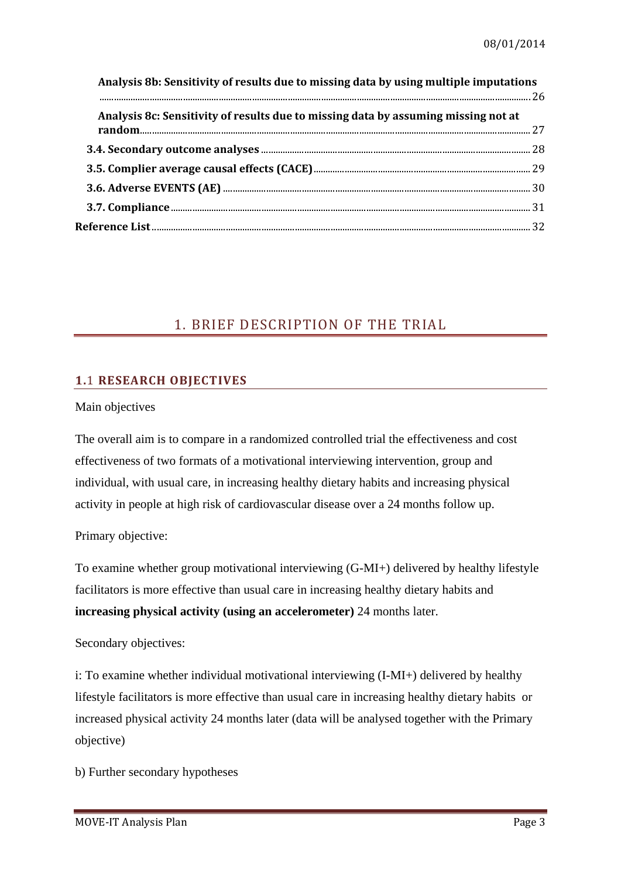Analysis 8b: Sensitivity of results due to missing data by using multiple imputations ..... 26

Analysis 8c: Sensitivity of results due to missing data by assuming missing not at random ..... 27

3.4. Secondary outcome analyses ..... 28

3.5. Complier average causal effects (CACE) ..... 29

3.6. Adverse EVENTS (AE) ..... 30

3.7. Compliance ..... 31

Reference List ..... 32

# 1. BRIEF DESCRIPTION OF THE TRIAL

## 1.1 RESEARCH OBJECTIVES

Main objectives

The overall aim is to compare in a randomized controlled trial the effectiveness and cost effectiveness of two formats of a motivational interviewing intervention, group and individual, with usual care, in increasing healthy dietary habits and increasing physical activity in people at high risk of cardiovascular disease over a 24 months follow up.

Primary objective:

To examine whether group motivational interviewing (G-MI+) delivered by healthy lifestyle facilitators is more effective than usual care in increasing healthy dietary habits and **increasing physical activity (using an accelerometer)** 24 months later.

Secondary objectives:

i: To examine whether individual motivational interviewing (I-MI+) delivered by healthy lifestyle facilitators is more effective than usual care in increasing healthy dietary habits or increased physical activity 24 months later (data will be analysed together with the Primary objective)

b) Further secondary hypotheses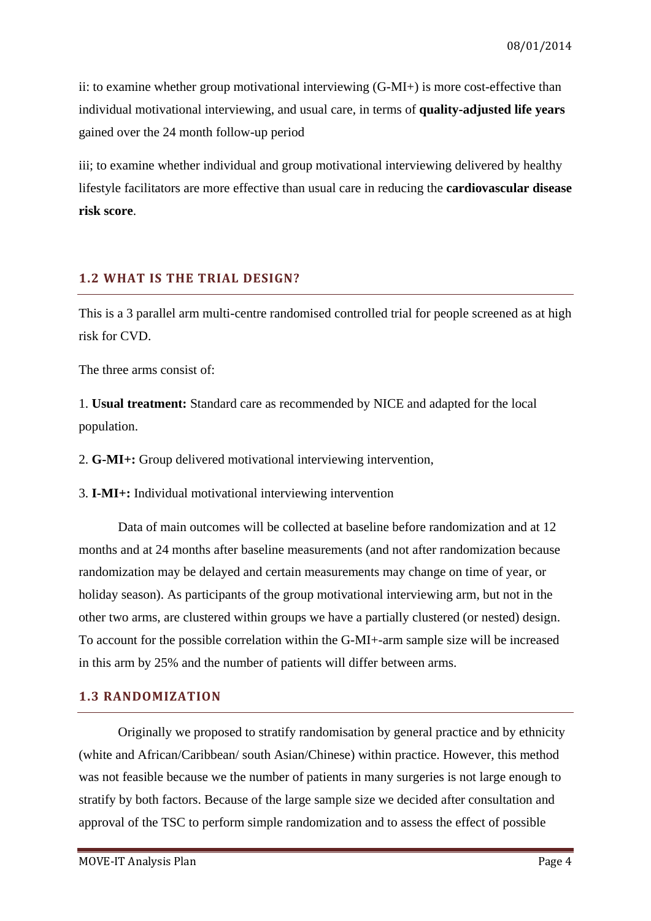ii: to examine whether group motivational interviewing (G-MI+) is more cost-effective than individual motivational interviewing, and usual care, in terms of **quality-adjusted life years** gained over the 24 month follow-up period

iii; to examine whether individual and group motivational interviewing delivered by healthy lifestyle facilitators are more effective than usual care in reducing the **cardiovascular disease risk score**.

## 1.2 WHAT IS THE TRIAL DESIGN?

This is a 3 parallel arm multi-centre randomised controlled trial for people screened as at high risk for CVD.

The three arms consist of:

1. **Usual treatment:** Standard care as recommended by NICE and adapted for the local population.

2. **G-MI+:** Group delivered motivational interviewing intervention,

3. **I-MI+:** Individual motivational interviewing intervention

Data of main outcomes will be collected at baseline before randomization and at 12 months and at 24 months after baseline measurements (and not after randomization because randomization may be delayed and certain measurements may change on time of year, or holiday season). As participants of the group motivational interviewing arm, but not in the other two arms, are clustered within groups we have a partially clustered (or nested) design. To account for the possible correlation within the G-MI+-arm sample size will be increased in this arm by 25% and the number of patients will differ between arms.

## 1.3 RANDOMIZATION

Originally we proposed to stratify randomisation by general practice and by ethnicity (white and African/Caribbean/ south Asian/Chinese) within practice. However, this method was not feasible because we the number of patients in many surgeries is not large enough to stratify by both factors. Because of the large sample size we decided after consultation and approval of the TSC to perform simple randomization and to assess the effect of possible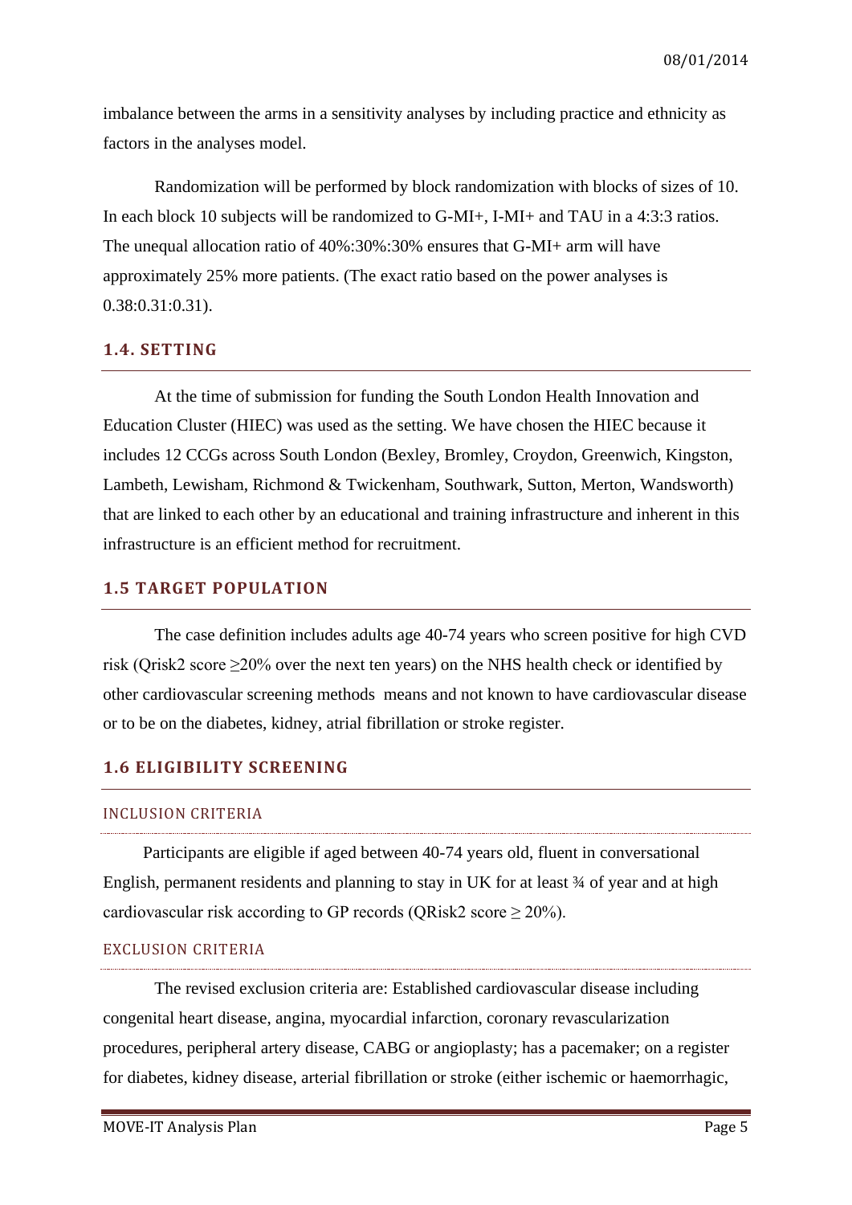imbalance between the arms in a sensitivity analyses by including practice and ethnicity as factors in the analyses model.

Randomization will be performed by block randomization with blocks of sizes of 10. In each block 10 subjects will be randomized to G-MI+, I-MI+ and TAU in a 4:3:3 ratios. The unequal allocation ratio of 40%:30%:30% ensures that G-MI+ arm will have approximately 25% more patients. (The exact ratio based on the power analyses is 0.38:0.31:0.31).

## 1.4. SETTING

At the time of submission for funding the South London Health Innovation and Education Cluster (HIEC) was used as the setting. We have chosen the HIEC because it includes 12 CCGs across South London (Bexley, Bromley, Croydon, Greenwich, Kingston, Lambeth, Lewisham, Richmond & Twickenham, Southwark, Sutton, Merton, Wandsworth) that are linked to each other by an educational and training infrastructure and inherent in this infrastructure is an efficient method for recruitment.

## 1.5 TARGET POPULATION

The case definition includes adults age 40-74 years who screen positive for high CVD risk (Qrisk2 score ≥20% over the next ten years) on the NHS health check or identified by other cardiovascular screening methods means and not known to have cardiovascular disease or to be on the diabetes, kidney, atrial fibrillation or stroke register.

## 1.6 ELIGIBILITY SCREENING

### INCLUSION CRITERIA

Participants are eligible if aged between 40-74 years old, fluent in conversational English, permanent residents and planning to stay in UK for at least ¾ of year and at high cardiovascular risk according to GP records (QRisk2 score ≥ 20%).

### EXCLUSION CRITERIA

The revised exclusion criteria are: Established cardiovascular disease including congenital heart disease, angina, myocardial infarction, coronary revascularization procedures, peripheral artery disease, CABG or angioplasty; has a pacemaker; on a register for diabetes, kidney disease, arterial fibrillation or stroke (either ischemic or haemorrhagic,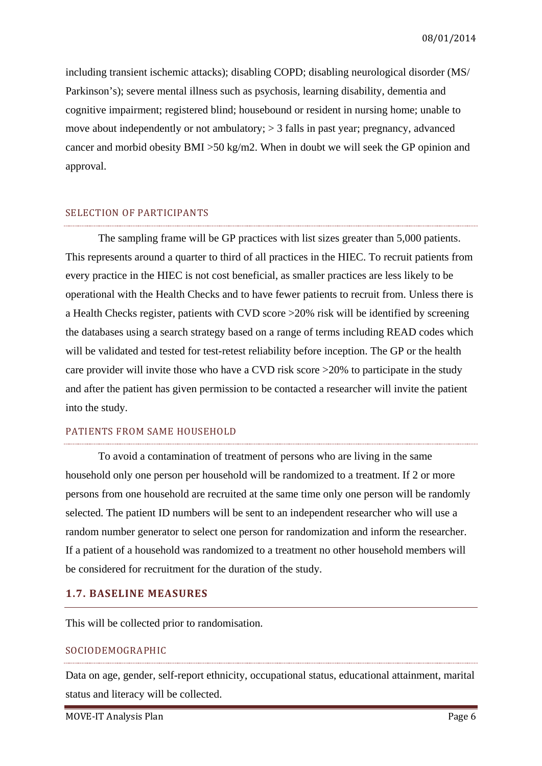including transient ischemic attacks); disabling COPD; disabling neurological disorder (MS/ Parkinson's); severe mental illness such as psychosis, learning disability, dementia and cognitive impairment; registered blind; housebound or resident in nursing home; unable to move about independently or not ambulatory; > 3 falls in past year; pregnancy, advanced cancer and morbid obesity BMI >50 kg/m2. When in doubt we will seek the GP opinion and approval.

### SELECTION OF PARTICIPANTS

The sampling frame will be GP practices with list sizes greater than 5,000 patients. This represents around a quarter to third of all practices in the HIEC. To recruit patients from every practice in the HIEC is not cost beneficial, as smaller practices are less likely to be operational with the Health Checks and to have fewer patients to recruit from. Unless there is a Health Checks register, patients with CVD score >20% risk will be identified by screening the databases using a search strategy based on a range of terms including READ codes which will be validated and tested for test-retest reliability before inception. The GP or the health care provider will invite those who have a CVD risk score >20% to participate in the study and after the patient has given permission to be contacted a researcher will invite the patient into the study.

### PATIENTS FROM SAME HOUSEHOLD

To avoid a contamination of treatment of persons who are living in the same household only one person per household will be randomized to a treatment. If 2 or more persons from one household are recruited at the same time only one person will be randomly selected. The patient ID numbers will be sent to an independent researcher who will use a random number generator to select one person for randomization and inform the researcher. If a patient of a household was randomized to a treatment no other household members will be considered for recruitment for the duration of the study.

## 1.7. BASELINE MEASURES

This will be collected prior to randomisation.

### SOCIODEMOGRAPHIC

Data on age, gender, self-report ethnicity, occupational status, educational attainment, marital status and literacy will be collected.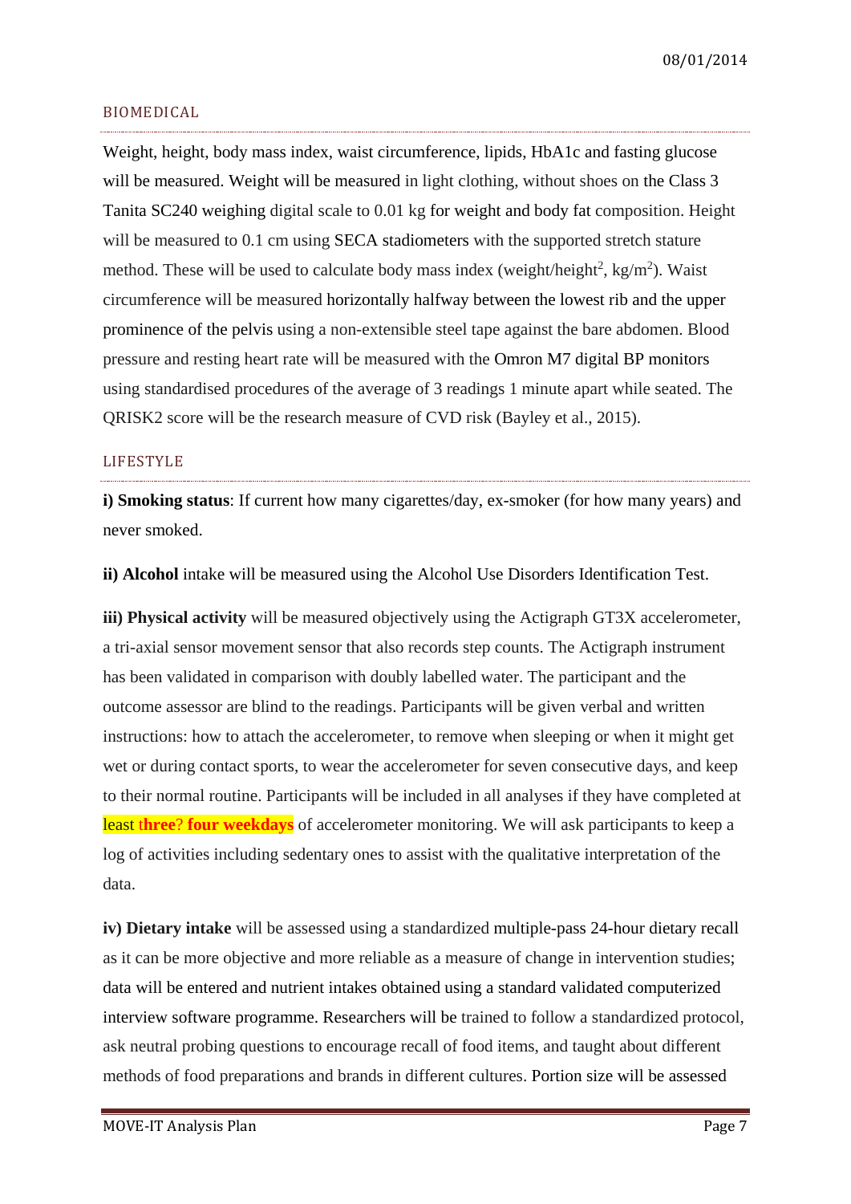## BIOMEDICAL

Weight, height, body mass index, waist circumference, lipids, HbA1c and fasting glucose will be measured. Weight will be measured in light clothing, without shoes on the Class 3 Tanita SC240 weighing digital scale to 0.01 kg for weight and body fat composition. Height will be measured to 0.1 cm using SECA stadiometers with the supported stretch stature method. These will be used to calculate body mass index (weight/height$^2$, kg/m$^2$). Waist circumference will be measured horizontally halfway between the lowest rib and the upper prominence of the pelvis using a non-extensible steel tape against the bare abdomen. Blood pressure and resting heart rate will be measured with the Omron M7 digital BP monitors using standardised procedures of the average of 3 readings 1 minute apart while seated. The QRISK2 score will be the research measure of CVD risk (Bayley et al., 2015).

## LIFESTYLE

**i) Smoking status**: If current how many cigarettes/day, ex-smoker (for how many years) and never smoked.

**ii) Alcohol** intake will be measured using the Alcohol Use Disorders Identification Test.

**iii) Physical activity** will be measured objectively using the Actigraph GT3X accelerometer, a tri-axial sensor movement sensor that also records step counts. The Actigraph instrument has been validated in comparison with doubly labelled water. The participant and the outcome assessor are blind to the readings. Participants will be given verbal and written instructions: how to attach the accelerometer, to remove when sleeping or when it might get wet or during contact sports, to wear the accelerometer for seven consecutive days, and keep to their normal routine. Participants will be included in all analyses if they have completed at least t**hree? four weekdays** of accelerometer monitoring. We will ask participants to keep a log of activities including sedentary ones to assist with the qualitative interpretation of the data.

**iv) Dietary intake** will be assessed using a standardized multiple-pass 24-hour dietary recall as it can be more objective and more reliable as a measure of change in intervention studies; data will be entered and nutrient intakes obtained using a standard validated computerized interview software programme. Researchers will be trained to follow a standardized protocol, ask neutral probing questions to encourage recall of food items, and taught about different methods of food preparations and brands in different cultures. Portion size will be assessed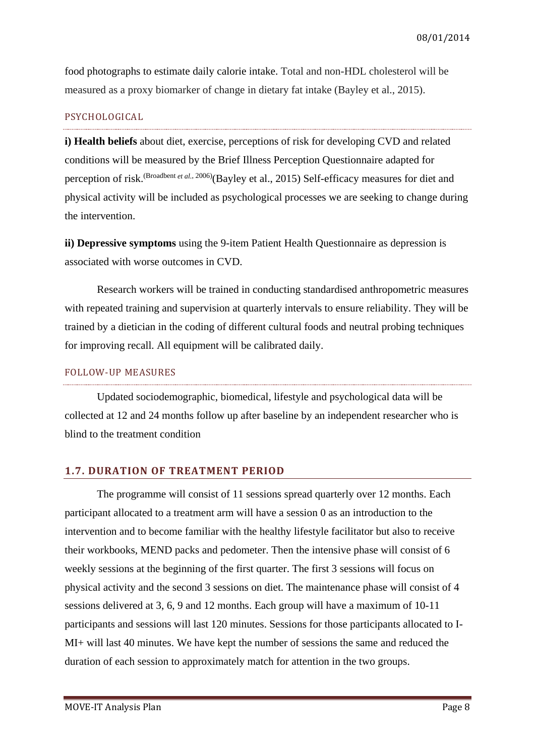food photographs to estimate daily calorie intake. Total and non-HDL cholesterol will be measured as a proxy biomarker of change in dietary fat intake (Bayley et al., 2015).

### PSYCHOLOGICAL

**i) Health beliefs** about diet, exercise, perceptions of risk for developing CVD and related conditions will be measured by the Brief Illness Perception Questionnaire adapted for perception of risk.[Broadbent *et al.*, 2006](Bayley et al., 2015) Self-efficacy measures for diet and physical activity will be included as psychological processes we are seeking to change during the intervention.

**ii) Depressive symptoms** using the 9-item Patient Health Questionnaire as depression is associated with worse outcomes in CVD.

Research workers will be trained in conducting standardised anthropometric measures with repeated training and supervision at quarterly intervals to ensure reliability. They will be trained by a dietician in the coding of different cultural foods and neutral probing techniques for improving recall. All equipment will be calibrated daily.

### FOLLOW-UP MEASURES

Updated sociodemographic, biomedical, lifestyle and psychological data will be collected at 12 and 24 months follow up after baseline by an independent researcher who is blind to the treatment condition

## 1.7. DURATION OF TREATMENT PERIOD

The programme will consist of 11 sessions spread quarterly over 12 months. Each participant allocated to a treatment arm will have a session 0 as an introduction to the intervention and to become familiar with the healthy lifestyle facilitator but also to receive their workbooks, MEND packs and pedometer. Then the intensive phase will consist of 6 weekly sessions at the beginning of the first quarter. The first 3 sessions will focus on physical activity and the second 3 sessions on diet. The maintenance phase will consist of 4 sessions delivered at 3, 6, 9 and 12 months. Each group will have a maximum of 10-11 participants and sessions will last 120 minutes. Sessions for those participants allocated to I-MI+ will last 40 minutes. We have kept the number of sessions the same and reduced the duration of each session to approximately match for attention in the two groups.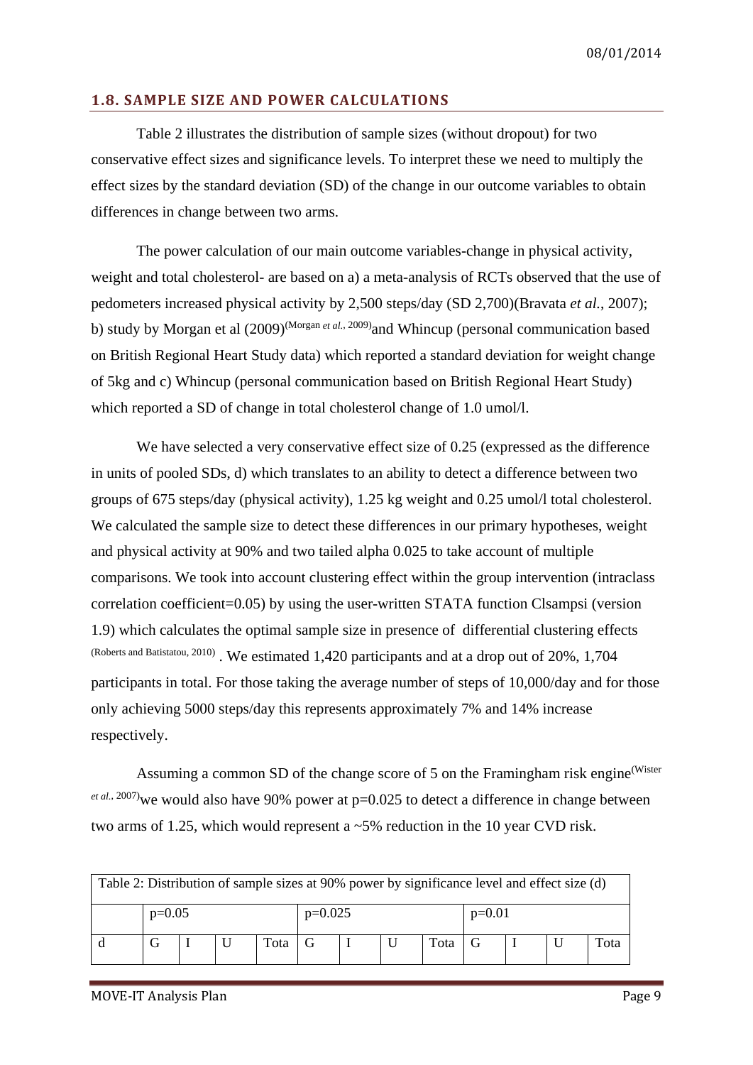## 1.8. SAMPLE SIZE AND POWER CALCULATIONS

Table 2 illustrates the distribution of sample sizes (without dropout) for two conservative effect sizes and significance levels. To interpret these we need to multiply the effect sizes by the standard deviation (SD) of the change in our outcome variables to obtain differences in change between two arms.

The power calculation of our main outcome variables-change in physical activity, weight and total cholesterol- are based on a) a meta-analysis of RCTs observed that the use of pedometers increased physical activity by 2,500 steps/day (SD 2,700)(Bravata *et al.*, 2007); b) study by Morgan et al (2009)[(Morgan *et al.*, 2009)]and Whincup (personal communication based on British Regional Heart Study data) which reported a standard deviation for weight change of 5kg and c) Whincup (personal communication based on British Regional Heart Study) which reported a SD of change in total cholesterol change of 1.0 umol/l.

We have selected a very conservative effect size of 0.25 (expressed as the difference in units of pooled SDs, d) which translates to an ability to detect a difference between two groups of 675 steps/day (physical activity), 1.25 kg weight and 0.25 umol/l total cholesterol. We calculated the sample size to detect these differences in our primary hypotheses, weight and physical activity at 90% and two tailed alpha 0.025 to take account of multiple comparisons. We took into account clustering effect within the group intervention (intraclass correlation coefficient=0.05) by using the user-written STATA function Clsampsi (version 1.9) which calculates the optimal sample size in presence of differential clustering effects [(Roberts and Batistatou, 2010)] . We estimated 1,420 participants and at a drop out of 20%, 1,704 participants in total. For those taking the average number of steps of 10,000/day and for those only achieving 5000 steps/day this represents approximately 7% and 14% increase respectively.

Assuming a common SD of the change score of 5 on the Framingham risk engine[(Wister *et al.*, 2007)]we would also have 90% power at p=0.025 to detect a difference in change between two arms of 1.25, which would represent a ~5% reduction in the 10 year CVD risk.

| Table 2: Distribution of sample sizes at 90% power by significance level and effect size (d) | | | | | | | | | | | | |
|---|---|---|---|---|---|---|---|---|---|---|---|---|
| | p=0.05 | | | | p=0.025 | | | | p=0.01 | | | |
| d | G | I | U | Tota | G | I | U | Tota | G | I | U | Tota |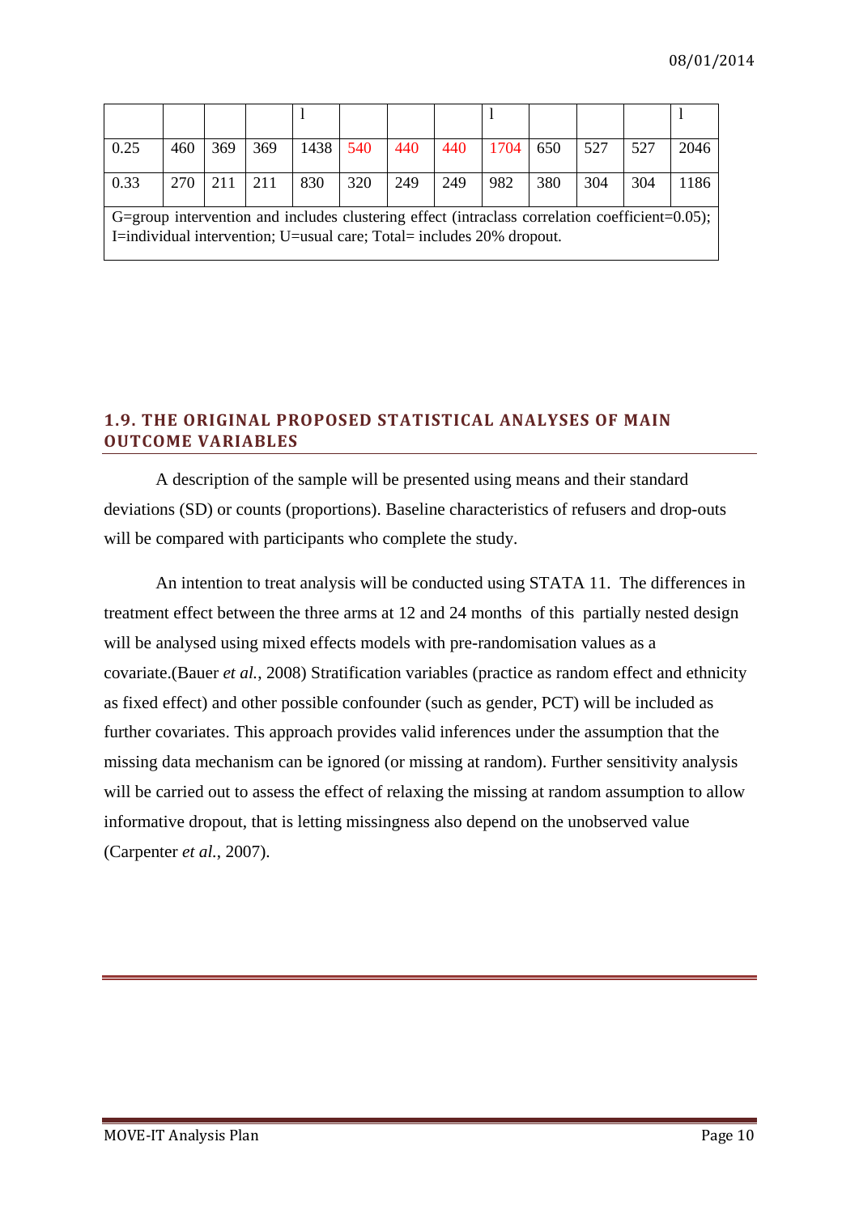| | | | | l | | | | l | | | | l |
|---|---|---|---|---|---|---|---|---|---|---|---|---|
| 0.25 | 460 | 369 | 369 | 1438 | 540 | 440 | 440 | 1704 | 650 | 527 | 527 | 2046 |
| 0.33 | 270 | 211 | 211 | 830 | 320 | 249 | 249 | 982 | 380 | 304 | 304 | 1186 |

G=group intervention and includes clustering effect (intraclass correlation coefficient=0.05); I=individual intervention; U=usual care; Total= includes 20% dropout.

## 1.9. THE ORIGINAL PROPOSED STATISTICAL ANALYSES OF MAIN OUTCOME VARIABLES

A description of the sample will be presented using means and their standard deviations (SD) or counts (proportions). Baseline characteristics of refusers and drop-outs will be compared with participants who complete the study.

An intention to treat analysis will be conducted using STATA 11. The differences in treatment effect between the three arms at 12 and 24 months of this partially nested design will be analysed using mixed effects models with pre-randomisation values as a covariate.(Bauer *et al.*, 2008) Stratification variables (practice as random effect and ethnicity as fixed effect) and other possible confounder (such as gender, PCT) will be included as further covariates. This approach provides valid inferences under the assumption that the missing data mechanism can be ignored (or missing at random). Further sensitivity analysis will be carried out to assess the effect of relaxing the missing at random assumption to allow informative dropout, that is letting missingness also depend on the unobserved value (Carpenter *et al.*, 2007).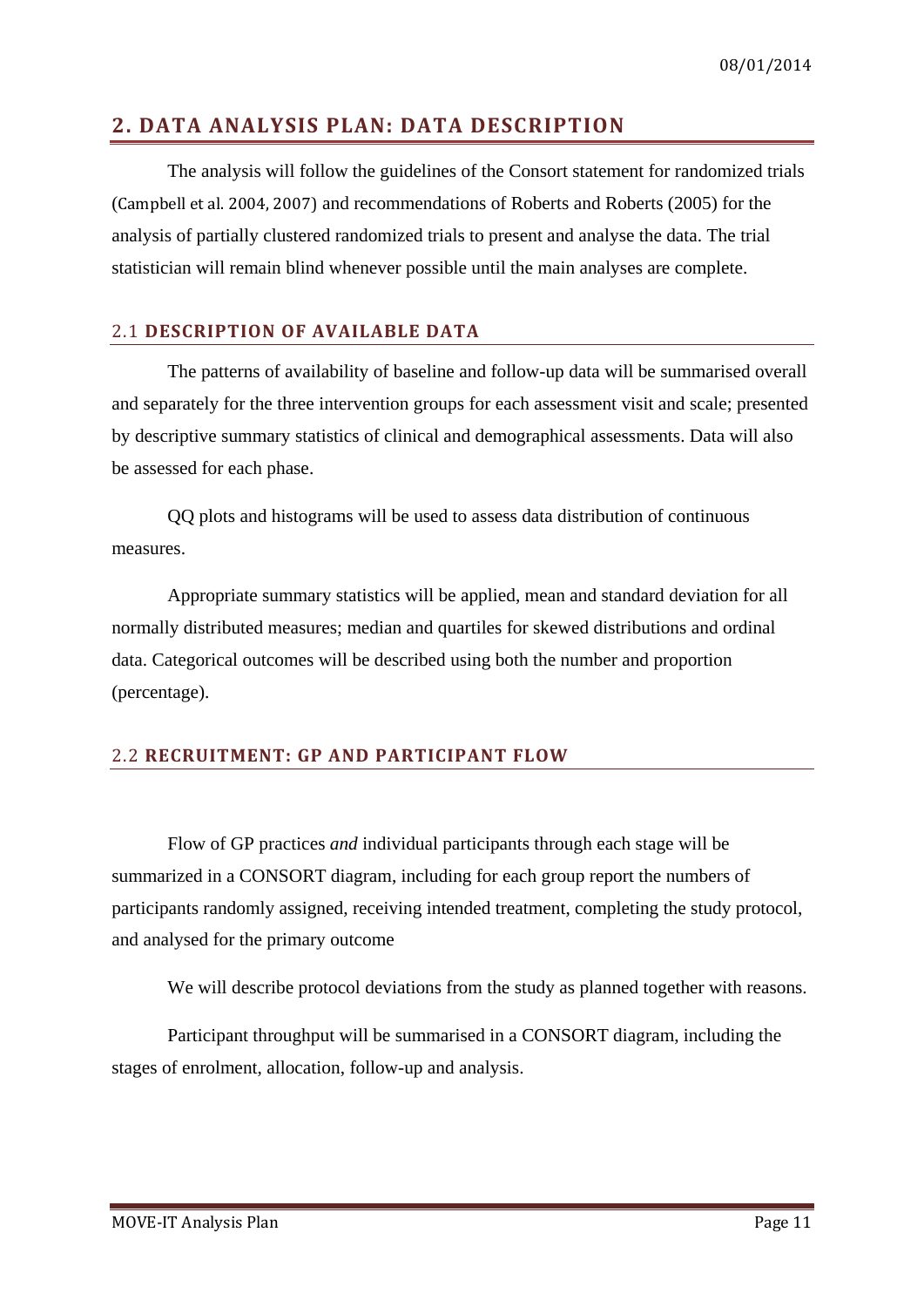## 2. DATA ANALYSIS PLAN: DATA DESCRIPTION

The analysis will follow the guidelines of the Consort statement for randomized trials (Campbell et al. 2004, 2007) and recommendations of Roberts and Roberts (2005) for the analysis of partially clustered randomized trials to present and analyse the data. The trial statistician will remain blind whenever possible until the main analyses are complete.

### 2.1 DESCRIPTION OF AVAILABLE DATA

The patterns of availability of baseline and follow-up data will be summarised overall and separately for the three intervention groups for each assessment visit and scale; presented by descriptive summary statistics of clinical and demographical assessments. Data will also be assessed for each phase.

QQ plots and histograms will be used to assess data distribution of continuous measures.

Appropriate summary statistics will be applied, mean and standard deviation for all normally distributed measures; median and quartiles for skewed distributions and ordinal data. Categorical outcomes will be described using both the number and proportion (percentage).

### 2.2 RECRUITMENT: GP AND PARTICIPANT FLOW

Flow of GP practices *and* individual participants through each stage will be summarized in a CONSORT diagram, including for each group report the numbers of participants randomly assigned, receiving intended treatment, completing the study protocol, and analysed for the primary outcome

We will describe protocol deviations from the study as planned together with reasons.

Participant throughput will be summarised in a CONSORT diagram, including the stages of enrolment, allocation, follow-up and analysis.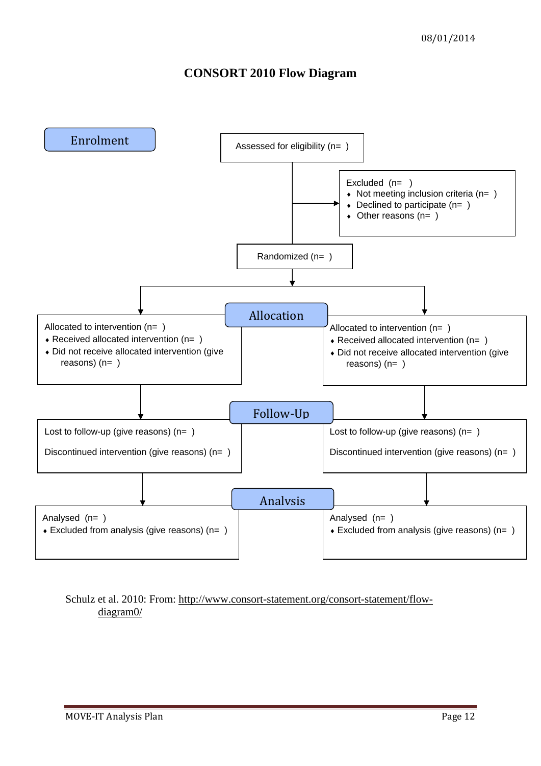08/01/2014

# CONSORT 2010 Flow Diagram

**Enrolment**

Assessed for eligibility (n= )

Excluded (n= )
- Not meeting inclusion criteria (n= )
- Declined to participate (n= )
- Other reasons (n= )

Randomized (n= )

**Allocation**

Allocated to intervention (n= )
- Received allocated intervention (n= )
- Did not receive allocated intervention (give reasons) (n= )

Allocated to intervention (n= )
- Received allocated intervention (n= )
- Did not receive allocated intervention (give reasons) (n= )

**Follow-Up**

Lost to follow-up (give reasons) (n= )

Discontinued intervention (give reasons) (n= )

Lost to follow-up (give reasons) (n= )

Discontinued intervention (give reasons) (n= )

**Analysis**

Analysed (n= )
- Excluded from analysis (give reasons) (n= )

Analysed (n= )
- Excluded from analysis (give reasons) (n= )

Schulz et al. 2010: From: http://www.consort-statement.org/consort-statement/flow-diagram0/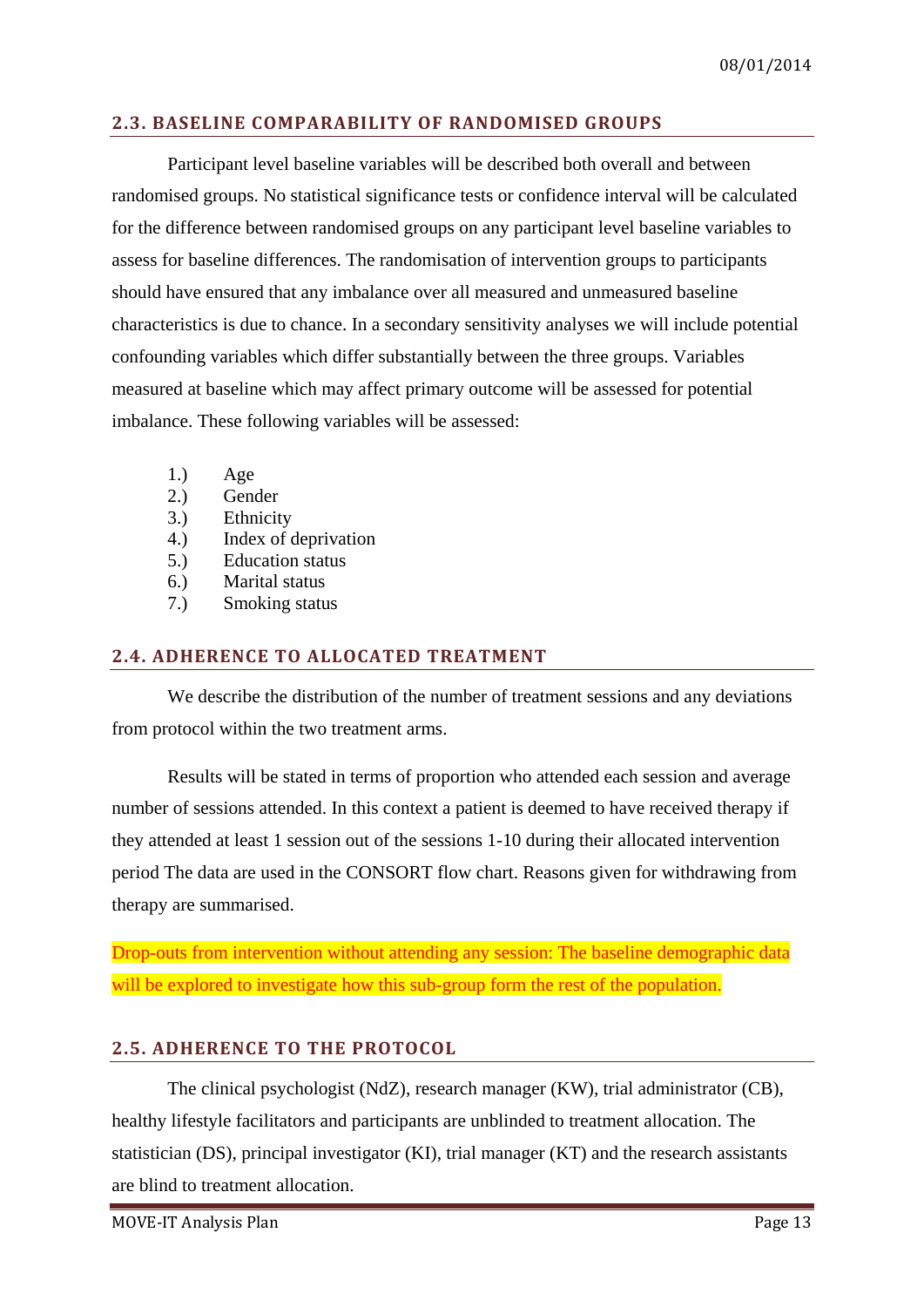## 2.3. BASELINE COMPARABILITY OF RANDOMISED GROUPS

Participant level baseline variables will be described both overall and between randomised groups. No statistical significance tests or confidence interval will be calculated for the difference between randomised groups on any participant level baseline variables to assess for baseline differences. The randomisation of intervention groups to participants should have ensured that any imbalance over all measured and unmeasured baseline characteristics is due to chance. In a secondary sensitivity analyses we will include potential confounding variables which differ substantially between the three groups. Variables measured at baseline which may affect primary outcome will be assessed for potential imbalance. These following variables will be assessed:

1.) Age
2.) Gender
3.) Ethnicity
4.) Index of deprivation
5.) Education status
6.) Marital status
7.) Smoking status

## 2.4. ADHERENCE TO ALLOCATED TREATMENT

We describe the distribution of the number of treatment sessions and any deviations from protocol within the two treatment arms.

Results will be stated in terms of proportion who attended each session and average number of sessions attended. In this context a patient is deemed to have received therapy if they attended at least 1 session out of the sessions 1-10 during their allocated intervention period The data are used in the CONSORT flow chart. Reasons given for withdrawing from therapy are summarised.

Drop-outs from intervention without attending any session: The baseline demographic data will be explored to investigate how this sub-group form the rest of the population.

## 2.5. ADHERENCE TO THE PROTOCOL

The clinical psychologist (NdZ), research manager (KW), trial administrator (CB), healthy lifestyle facilitators and participants are unblinded to treatment allocation. The statistician (DS), principal investigator (KI), trial manager (KT) and the research assistants are blind to treatment allocation.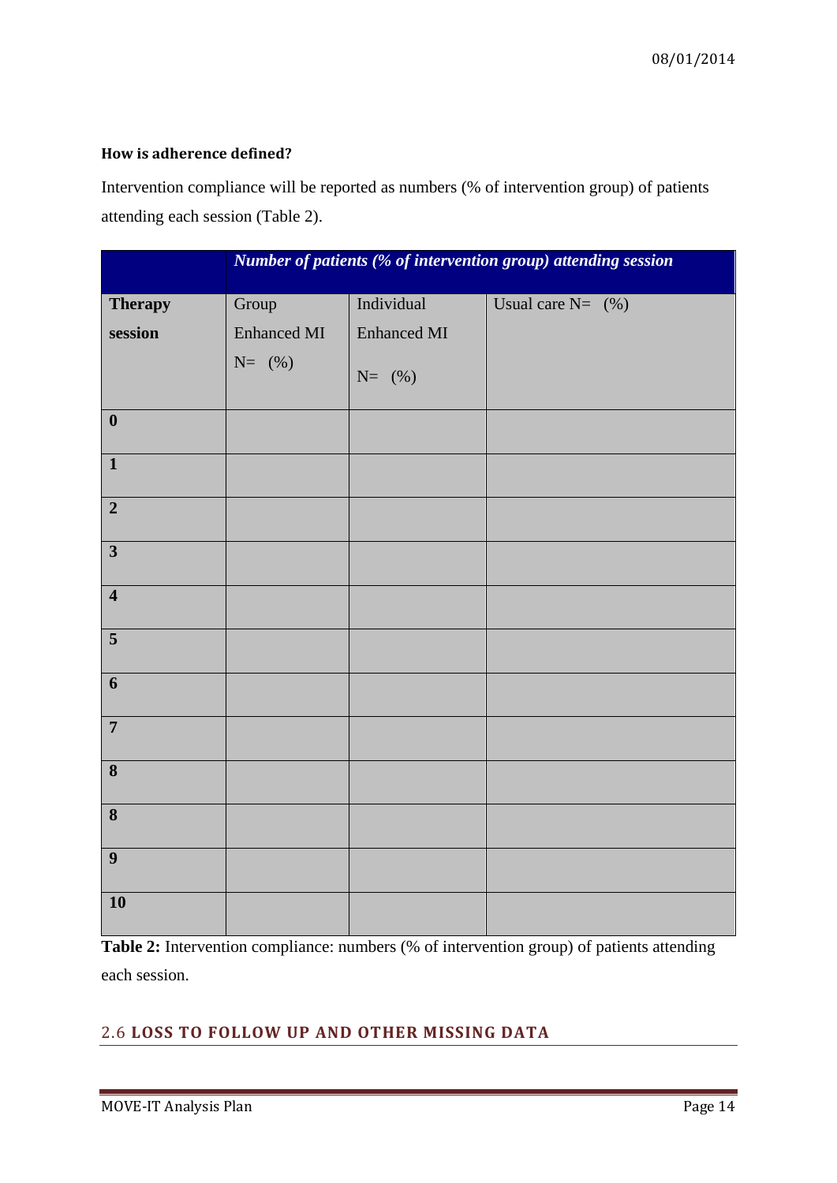**How is adherence defined?**

Intervention compliance will be reported as numbers (% of intervention group) of patients attending each session (Table 2).

| | ***Number of patients (% of intervention group) attending session*** | | |
|---|---|---|---|
| **Therapy session** | Group Enhanced MI N= (%) | Individual Enhanced MI N= (%) | Usual care N= (%) |
| **0** | | | |
| **1** | | | |
| **2** | | | |
| **3** | | | |
| **4** | | | |
| **5** | | | |
| **6** | | | |
| **7** | | | |
| **8** | | | |
| **8** | | | |
| **9** | | | |
| **10** | | | |

**Table 2:** Intervention compliance: numbers (% of intervention group) of patients attending each session.

## 2.6 LOSS TO FOLLOW UP AND OTHER MISSING DATA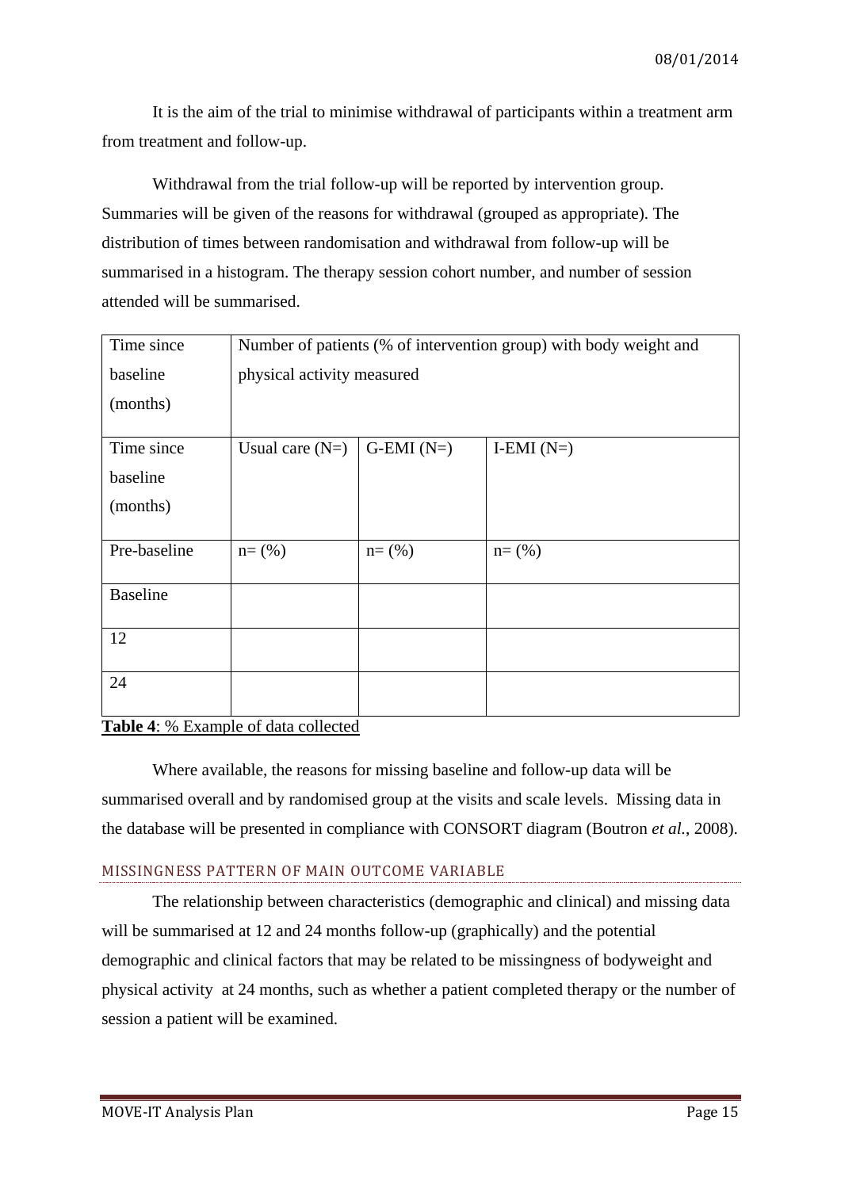It is the aim of the trial to minimise withdrawal of participants within a treatment arm from treatment and follow-up.

Withdrawal from the trial follow-up will be reported by intervention group. Summaries will be given of the reasons for withdrawal (grouped as appropriate). The distribution of times between randomisation and withdrawal from follow-up will be summarised in a histogram. The therapy session cohort number, and number of session attended will be summarised.

| Time since baseline (months) | Number of patients (% of intervention group) with body weight and physical activity measured | | |
|---|---|---|---|
| Time since baseline (months) | Usual care (N=) | G-EMI (N=) | I-EMI (N=) |
| Pre-baseline | n= (%) | n= (%) | n= (%) |
| Baseline | | | |
| 12 | | | |
| 24 | | | |

**Table 4**: % Example of data collected

Where available, the reasons for missing baseline and follow-up data will be summarised overall and by randomised group at the visits and scale levels. Missing data in the database will be presented in compliance with CONSORT diagram (Boutron *et al.*, 2008).

### MISSINGNESS PATTERN OF MAIN OUTCOME VARIABLE

The relationship between characteristics (demographic and clinical) and missing data will be summarised at 12 and 24 months follow-up (graphically) and the potential demographic and clinical factors that may be related to be missingness of bodyweight and physical activity at 24 months, such as whether a patient completed therapy or the number of session a patient will be examined.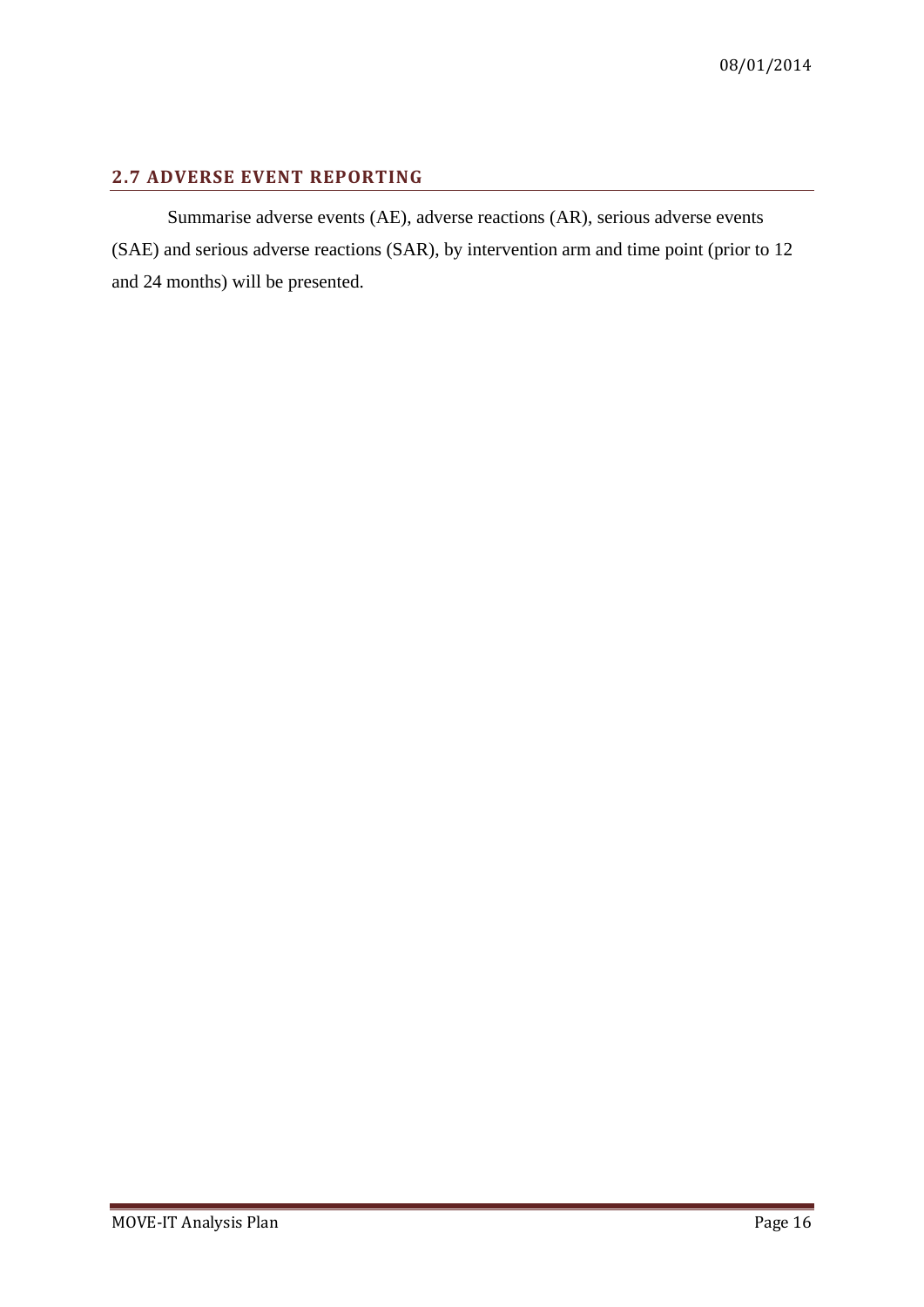## 2.7 ADVERSE EVENT REPORTING

Summarise adverse events (AE), adverse reactions (AR), serious adverse events (SAE) and serious adverse reactions (SAR), by intervention arm and time point (prior to 12 and 24 months) will be presented.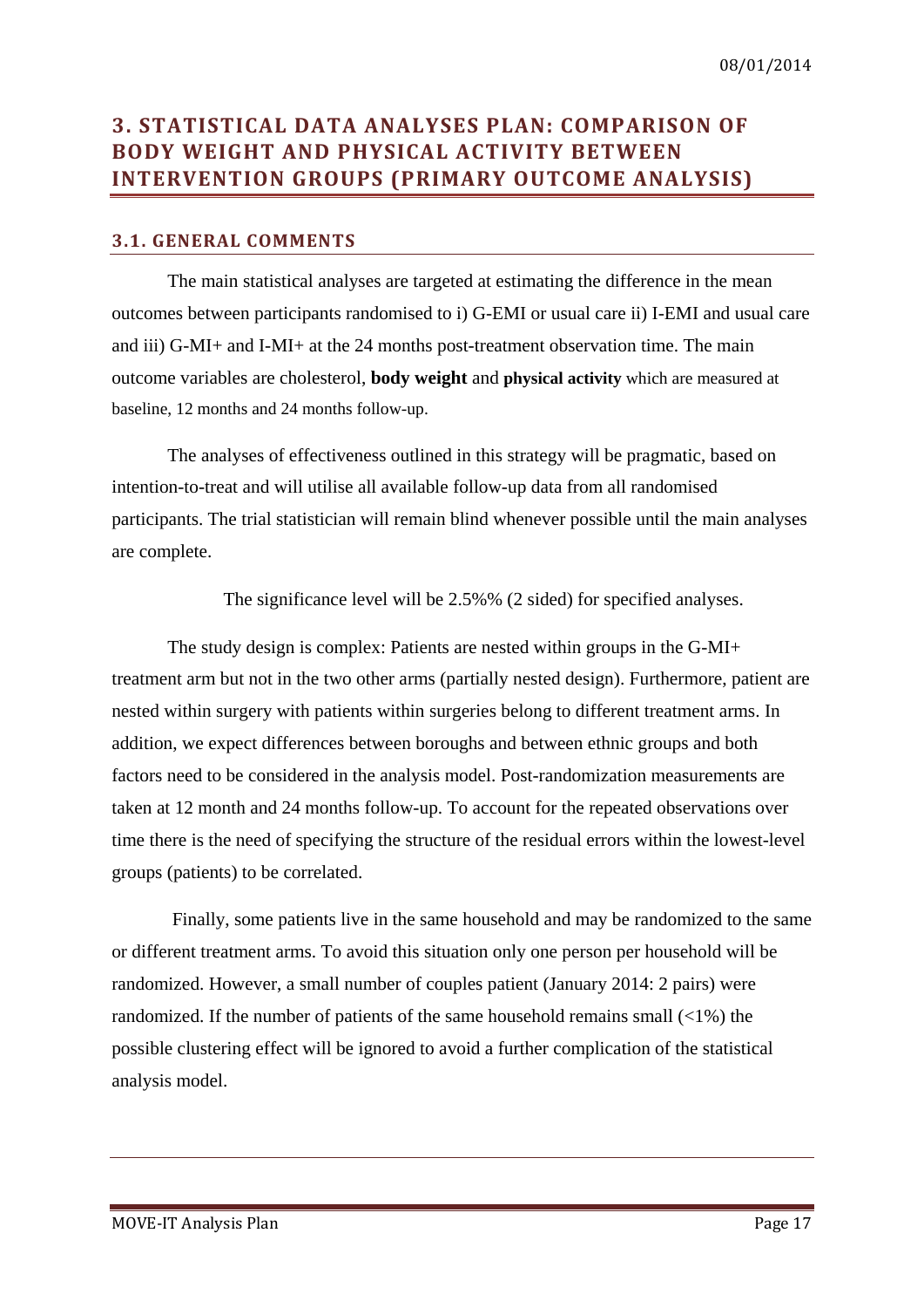## 3. STATISTICAL DATA ANALYSES PLAN: COMPARISON OF BODY WEIGHT AND PHYSICAL ACTIVITY BETWEEN INTERVENTION GROUPS (PRIMARY OUTCOME ANALYSIS)

### 3.1. GENERAL COMMENTS

The main statistical analyses are targeted at estimating the difference in the mean outcomes between participants randomised to i) G-EMI or usual care ii) I-EMI and usual care and iii) G-MI+ and I-MI+ at the 24 months post-treatment observation time. The main outcome variables are cholesterol, **body weight** and **physical activity** which are measured at baseline, 12 months and 24 months follow-up.

The analyses of effectiveness outlined in this strategy will be pragmatic, based on intention-to-treat and will utilise all available follow-up data from all randomised participants. The trial statistician will remain blind whenever possible until the main analyses are complete.

The significance level will be 2.5%% (2 sided) for specified analyses.

The study design is complex: Patients are nested within groups in the G-MI+ treatment arm but not in the two other arms (partially nested design). Furthermore, patient are nested within surgery with patients within surgeries belong to different treatment arms. In addition, we expect differences between boroughs and between ethnic groups and both factors need to be considered in the analysis model. Post-randomization measurements are taken at 12 month and 24 months follow-up. To account for the repeated observations over time there is the need of specifying the structure of the residual errors within the lowest-level groups (patients) to be correlated.

Finally, some patients live in the same household and may be randomized to the same or different treatment arms. To avoid this situation only one person per household will be randomized. However, a small number of couples patient (January 2014: 2 pairs) were randomized. If the number of patients of the same household remains small (<1%) the possible clustering effect will be ignored to avoid a further complication of the statistical analysis model.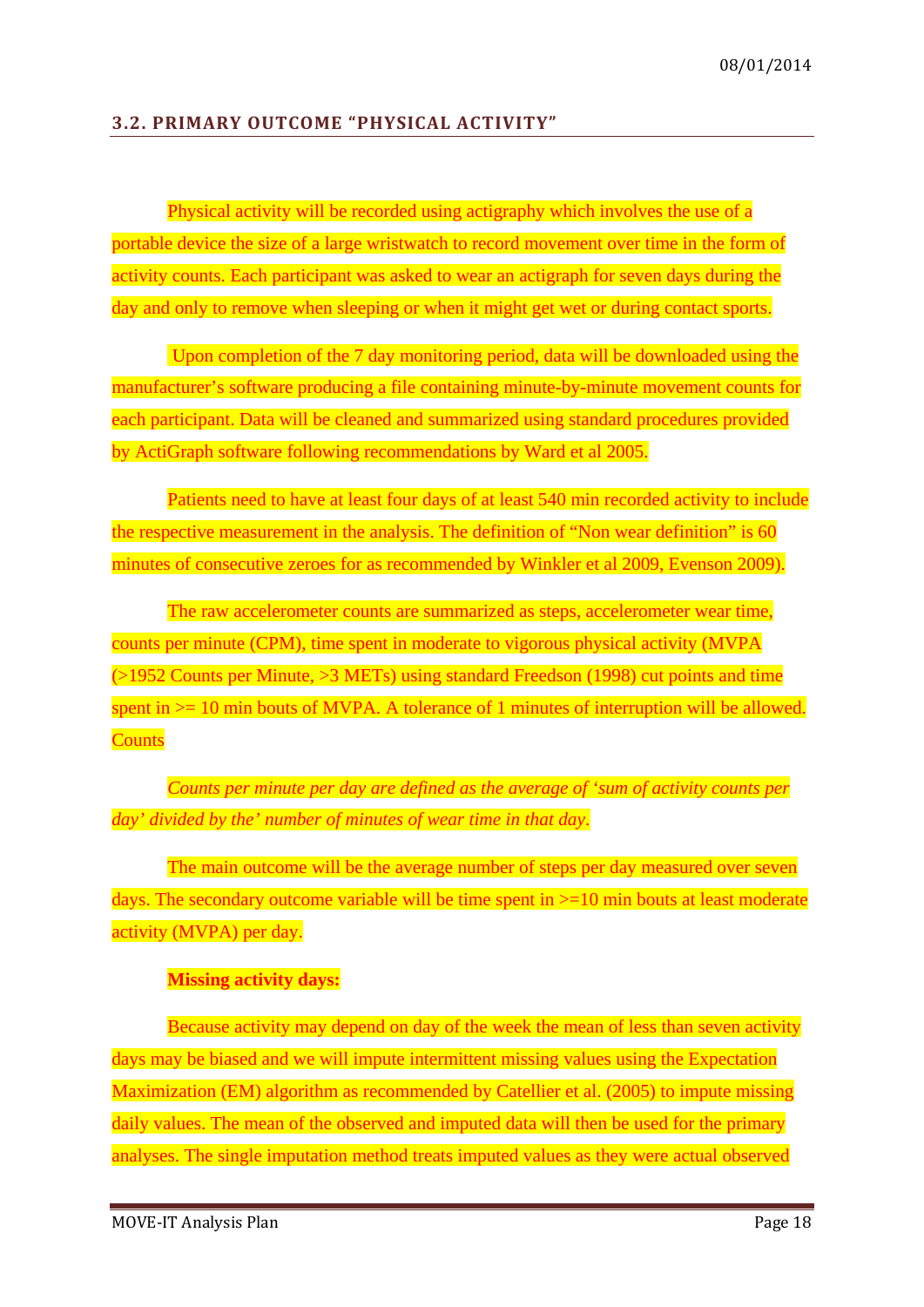## 3.2. PRIMARY OUTCOME "PHYSICAL ACTIVITY"

Physical activity will be recorded using actigraphy which involves the use of a portable device the size of a large wristwatch to record movement over time in the form of activity counts. Each participant was asked to wear an actigraph for seven days during the day and only to remove when sleeping or when it might get wet or during contact sports.

Upon completion of the 7 day monitoring period, data will be downloaded using the manufacturer's software producing a file containing minute-by-minute movement counts for each participant. Data will be cleaned and summarized using standard procedures provided by ActiGraph software following recommendations by Ward et al 2005.

Patients need to have at least four days of at least 540 min recorded activity to include the respective measurement in the analysis. The definition of "Non wear definition" is 60 minutes of consecutive zeroes for as recommended by Winkler et al 2009, Evenson 2009).

The raw accelerometer counts are summarized as steps, accelerometer wear time, counts per minute (CPM), time spent in moderate to vigorous physical activity (MVPA (>1952 Counts per Minute, >3 METs) using standard Freedson (1998) cut points and time spent in >= 10 min bouts of MVPA. A tolerance of 1 minutes of interruption will be allowed. Counts

*Counts per minute per day are defined as the average of 'sum of activity counts per day' divided by the' number of minutes of wear time in that day.*

The main outcome will be the average number of steps per day measured over seven days. The secondary outcome variable will be time spent in >=10 min bouts at least moderate activity (MVPA) per day.

**Missing activity days:**

Because activity may depend on day of the week the mean of less than seven activity days may be biased and we will impute intermittent missing values using the Expectation Maximization (EM) algorithm as recommended by Catellier et al. (2005) to impute missing daily values. The mean of the observed and imputed data will then be used for the primary analyses. The single imputation method treats imputed values as they were actual observed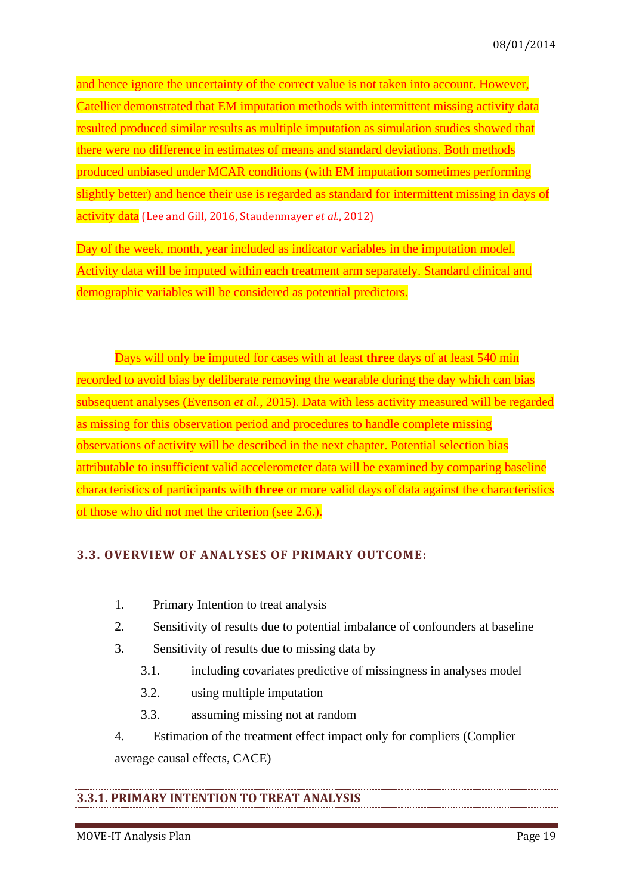and hence ignore the uncertainty of the correct value is not taken into account. However, Catellier demonstrated that EM imputation methods with intermittent missing activity data resulted produced similar results as multiple imputation as simulation studies showed that there were no difference in estimates of means and standard deviations. Both methods produced unbiased under MCAR conditions (with EM imputation sometimes performing slightly better) and hence their use is regarded as standard for intermittent missing in days of activity data (Lee and Gill, 2016, Staudenmayer *et al.*, 2012)

Day of the week, month, year included as indicator variables in the imputation model. Activity data will be imputed within each treatment arm separately. Standard clinical and demographic variables will be considered as potential predictors.

Days will only be imputed for cases with at least **three** days of at least 540 min recorded to avoid bias by deliberate removing the wearable during the day which can bias subsequent analyses (Evenson *et al.*, 2015). Data with less activity measured will be regarded as missing for this observation period and procedures to handle complete missing observations of activity will be described in the next chapter. Potential selection bias attributable to insufficient valid accelerometer data will be examined by comparing baseline characteristics of participants with **three** or more valid days of data against the characteristics of those who did not met the criterion (see 2.6.).

## 3.3. OVERVIEW OF ANALYSES OF PRIMARY OUTCOME:

1. Primary Intention to treat analysis
2. Sensitivity of results due to potential imbalance of confounders at baseline
3. Sensitivity of results due to missing data by
    - 3.1. including covariates predictive of missingness in analyses model
    - 3.2. using multiple imputation
    - 3.3. assuming missing not at random
4. Estimation of the treatment effect impact only for compliers (Complier average causal effects, CACE)

### 3.3.1. PRIMARY INTENTION TO TREAT ANALYSIS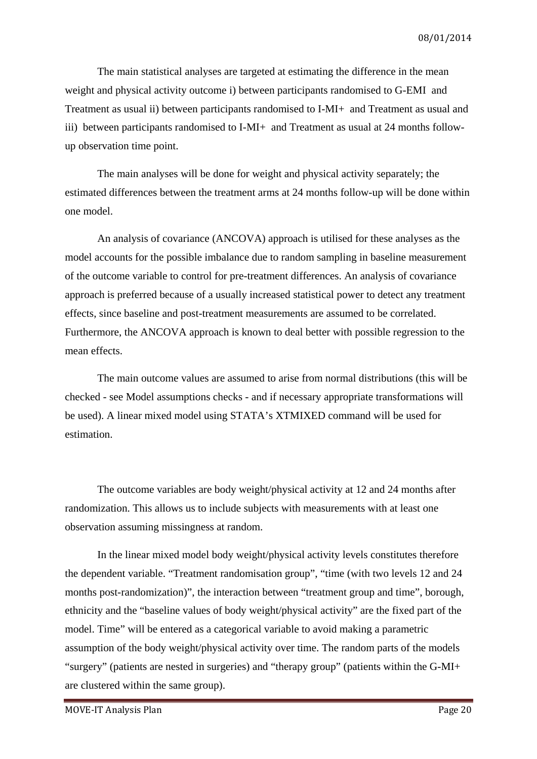The main statistical analyses are targeted at estimating the difference in the mean weight and physical activity outcome i) between participants randomised to G-EMI and Treatment as usual ii) between participants randomised to I-MI+ and Treatment as usual and iii) between participants randomised to I-MI+ and Treatment as usual at 24 months follow-up observation time point.

The main analyses will be done for weight and physical activity separately; the estimated differences between the treatment arms at 24 months follow-up will be done within one model.

An analysis of covariance (ANCOVA) approach is utilised for these analyses as the model accounts for the possible imbalance due to random sampling in baseline measurement of the outcome variable to control for pre-treatment differences. An analysis of covariance approach is preferred because of a usually increased statistical power to detect any treatment effects, since baseline and post-treatment measurements are assumed to be correlated. Furthermore, the ANCOVA approach is known to deal better with possible regression to the mean effects.

The main outcome values are assumed to arise from normal distributions (this will be checked - see Model assumptions checks - and if necessary appropriate transformations will be used). A linear mixed model using STATA's XTMIXED command will be used for estimation.

The outcome variables are body weight/physical activity at 12 and 24 months after randomization. This allows us to include subjects with measurements with at least one observation assuming missingness at random.

In the linear mixed model body weight/physical activity levels constitutes therefore the dependent variable. "Treatment randomisation group", "time (with two levels 12 and 24 months post-randomization)", the interaction between "treatment group and time", borough, ethnicity and the "baseline values of body weight/physical activity" are the fixed part of the model. Time" will be entered as a categorical variable to avoid making a parametric assumption of the body weight/physical activity over time. The random parts of the models "surgery" (patients are nested in surgeries) and "therapy group" (patients within the G-MI+ are clustered within the same group).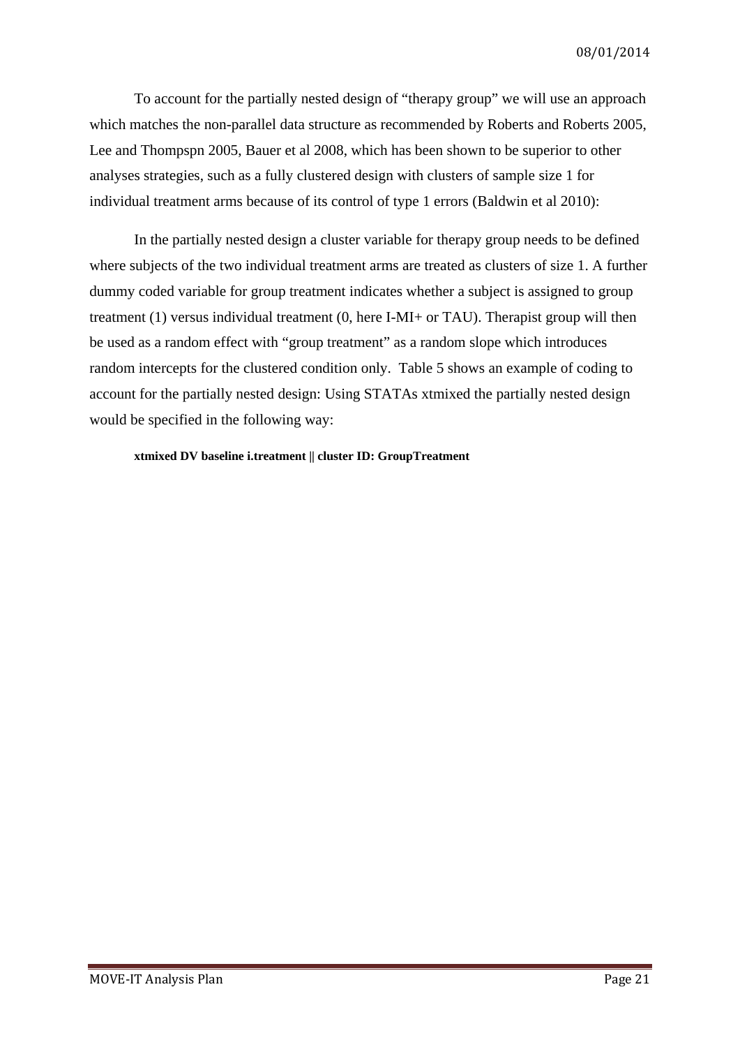To account for the partially nested design of "therapy group" we will use an approach which matches the non-parallel data structure as recommended by Roberts and Roberts 2005, Lee and Thompspn 2005, Bauer et al 2008, which has been shown to be superior to other analyses strategies, such as a fully clustered design with clusters of sample size 1 for individual treatment arms because of its control of type 1 errors (Baldwin et al 2010):

In the partially nested design a cluster variable for therapy group needs to be defined where subjects of the two individual treatment arms are treated as clusters of size 1. A further dummy coded variable for group treatment indicates whether a subject is assigned to group treatment (1) versus individual treatment (0, here I-MI+ or TAU). Therapist group will then be used as a random effect with "group treatment" as a random slope which introduces random intercepts for the clustered condition only. Table 5 shows an example of coding to account for the partially nested design: Using STATAs xtmixed the partially nested design would be specified in the following way:

```
xtmixed DV baseline i.treatment || cluster ID: GroupTreatment
```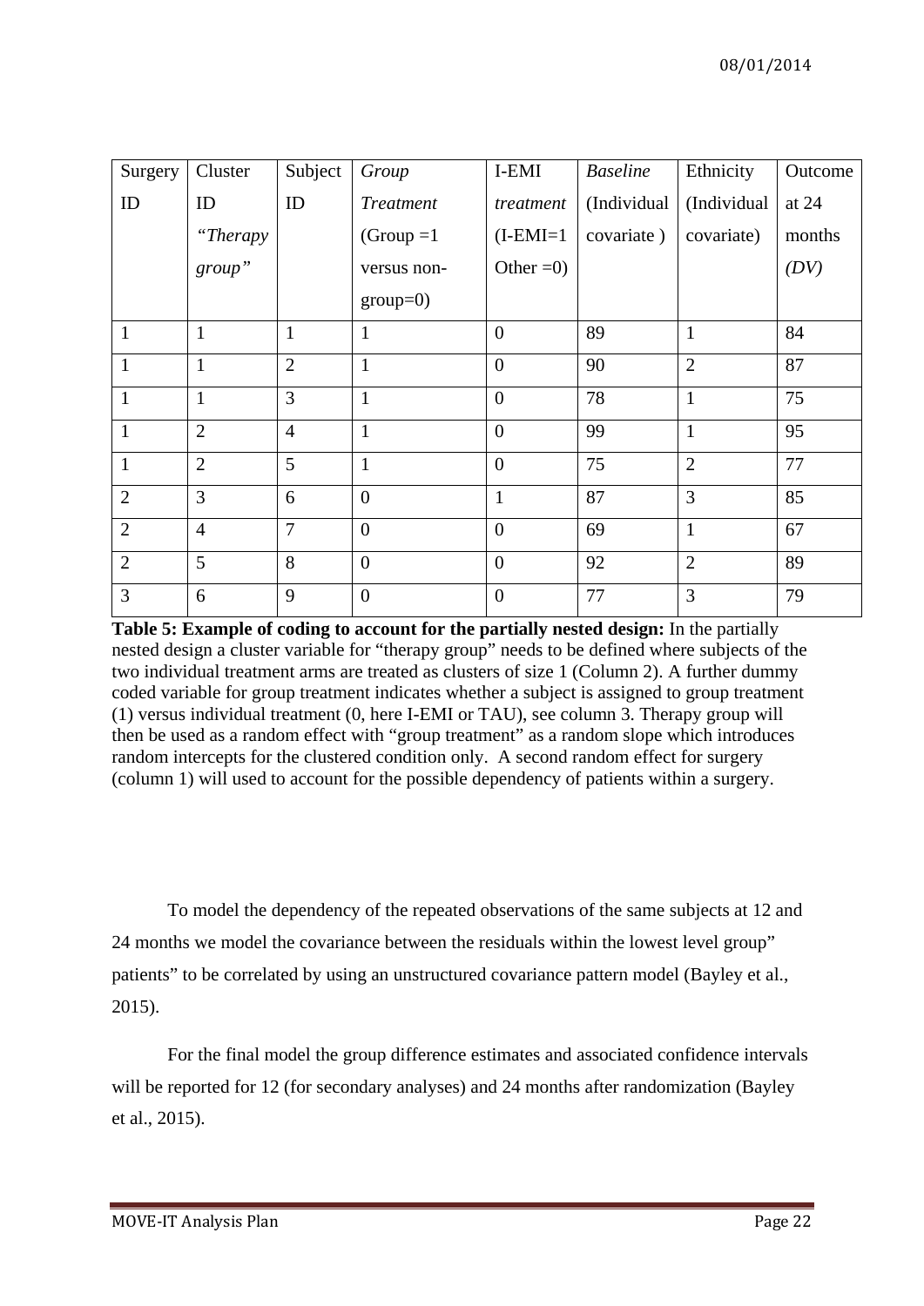| Surgery ID | Cluster ID *"Therapy group"* | Subject ID | *Group Treatment* (Group =1 versus non-group=0) | I-EMI *treatment* (I-EMI=1 Other =0) | *Baseline* (Individual covariate ) | Ethnicity (Individual covariate) | Outcome at 24 months *(DV)* |
|---|---|---|---|---|---|---|---|
| 1 | 1 | 1 | 1 | 0 | 89 | 1 | 84 |
| 1 | 1 | 2 | 1 | 0 | 90 | 2 | 87 |
| 1 | 1 | 3 | 1 | 0 | 78 | 1 | 75 |
| 1 | 2 | 4 | 1 | 0 | 99 | 1 | 95 |
| 1 | 2 | 5 | 1 | 0 | 75 | 2 | 77 |
| 2 | 3 | 6 | 0 | 1 | 87 | 3 | 85 |
| 2 | 4 | 7 | 0 | 0 | 69 | 1 | 67 |
| 2 | 5 | 8 | 0 | 0 | 92 | 2 | 89 |
| 3 | 6 | 9 | 0 | 0 | 77 | 3 | 79 |

**Table 5: Example of coding to account for the partially nested design:** In the partially nested design a cluster variable for "therapy group" needs to be defined where subjects of the two individual treatment arms are treated as clusters of size 1 (Column 2). A further dummy coded variable for group treatment indicates whether a subject is assigned to group treatment (1) versus individual treatment (0, here I-EMI or TAU), see column 3. Therapy group will then be used as a random effect with "group treatment" as a random slope which introduces random intercepts for the clustered condition only. A second random effect for surgery (column 1) will used to account for the possible dependency of patients within a surgery.

To model the dependency of the repeated observations of the same subjects at 12 and 24 months we model the covariance between the residuals within the lowest level group" patients" to be correlated by using an unstructured covariance pattern model (Bayley et al., 2015).

For the final model the group difference estimates and associated confidence intervals will be reported for 12 (for secondary analyses) and 24 months after randomization (Bayley et al., 2015).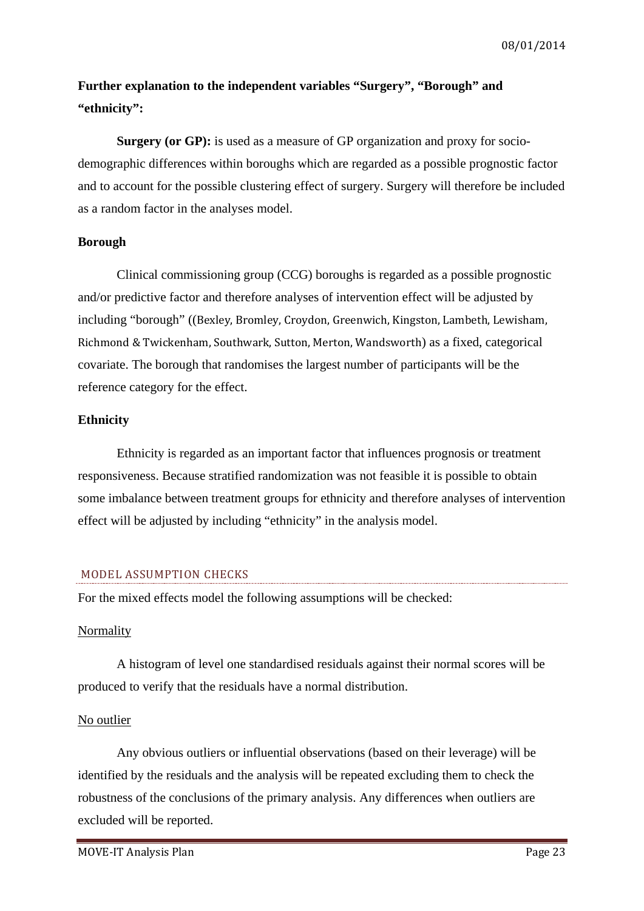**Further explanation to the independent variables "Surgery", "Borough" and "ethnicity":**

**Surgery (or GP):** is used as a measure of GP organization and proxy for socio-demographic differences within boroughs which are regarded as a possible prognostic factor and to account for the possible clustering effect of surgery. Surgery will therefore be included as a random factor in the analyses model.

**Borough**

Clinical commissioning group (CCG) boroughs is regarded as a possible prognostic and/or predictive factor and therefore analyses of intervention effect will be adjusted by including "borough" ((Bexley, Bromley, Croydon, Greenwich, Kingston, Lambeth, Lewisham, Richmond & Twickenham, Southwark, Sutton, Merton, Wandsworth) as a fixed, categorical covariate. The borough that randomises the largest number of participants will be the reference category for the effect.

**Ethnicity**

Ethnicity is regarded as an important factor that influences prognosis or treatment responsiveness. Because stratified randomization was not feasible it is possible to obtain some imbalance between treatment groups for ethnicity and therefore analyses of intervention effect will be adjusted by including "ethnicity" in the analysis model.

## MODEL ASSUMPTION CHECKS

For the mixed effects model the following assumptions will be checked:

Normality

A histogram of level one standardised residuals against their normal scores will be produced to verify that the residuals have a normal distribution.

No outlier

Any obvious outliers or influential observations (based on their leverage) will be identified by the residuals and the analysis will be repeated excluding them to check the robustness of the conclusions of the primary analysis. Any differences when outliers are excluded will be reported.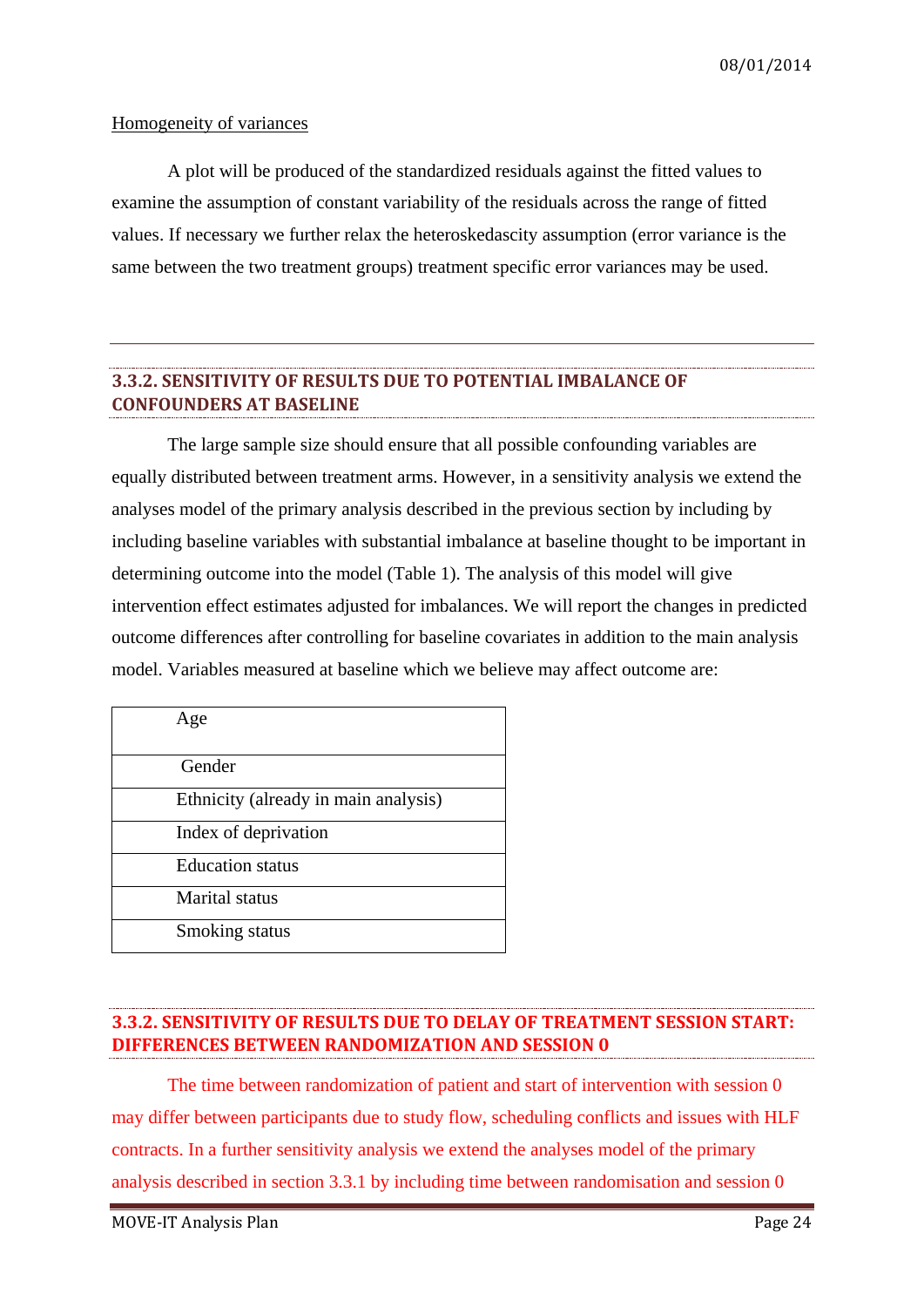Homogeneity of variances

A plot will be produced of the standardized residuals against the fitted values to examine the assumption of constant variability of the residuals across the range of fitted values. If necessary we further relax the heteroskedascity assumption (error variance is the same between the two treatment groups) treatment specific error variances may be used.

### 3.3.2. SENSITIVITY OF RESULTS DUE TO POTENTIAL IMBALANCE OF CONFOUNDERS AT BASELINE

The large sample size should ensure that all possible confounding variables are equally distributed between treatment arms. However, in a sensitivity analysis we extend the analyses model of the primary analysis described in the previous section by including by including baseline variables with substantial imbalance at baseline thought to be important in determining outcome into the model (Table 1). The analysis of this model will give intervention effect estimates adjusted for imbalances. We will report the changes in predicted outcome differences after controlling for baseline covariates in addition to the main analysis model. Variables measured at baseline which we believe may affect outcome are:

| Age |
|---|
| Gender |
| Ethnicity (already in main analysis) |
| Index of deprivation |
| Education status |
| Marital status |
| Smoking status |

### 3.3.2. SENSITIVITY OF RESULTS DUE TO DELAY OF TREATMENT SESSION START: DIFFERENCES BETWEEN RANDOMIZATION AND SESSION 0

The time between randomization of patient and start of intervention with session 0 may differ between participants due to study flow, scheduling conflicts and issues with HLF contracts. In a further sensitivity analysis we extend the analyses model of the primary analysis described in section 3.3.1 by including time between randomisation and session 0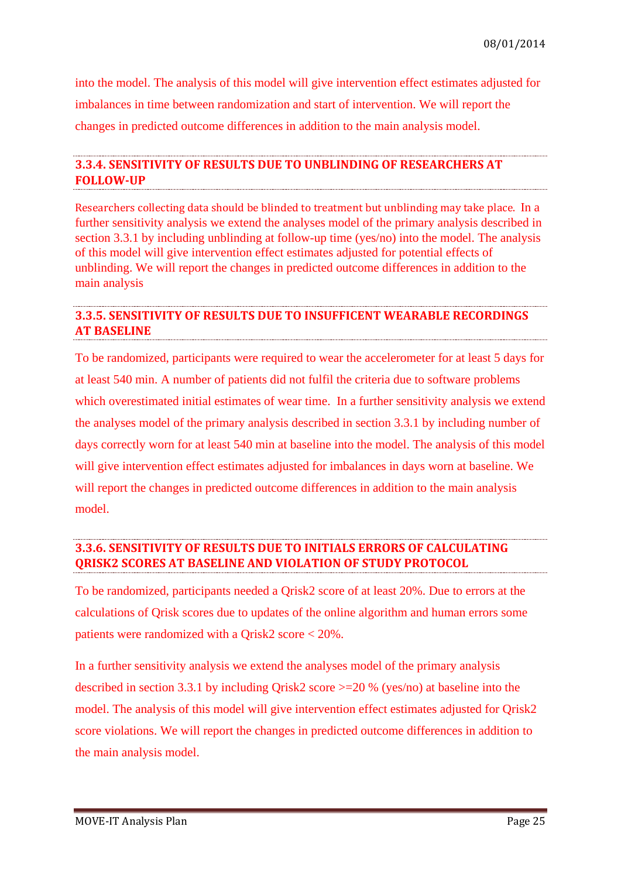into the model. The analysis of this model will give intervention effect estimates adjusted for imbalances in time between randomization and start of intervention. We will report the changes in predicted outcome differences in addition to the main analysis model.

### 3.3.4. SENSITIVITY OF RESULTS DUE TO UNBLINDING OF RESEARCHERS AT FOLLOW-UP

Researchers collecting data should be blinded to treatment but unblinding may take place. In a further sensitivity analysis we extend the analyses model of the primary analysis described in section 3.3.1 by including unblinding at follow-up time (yes/no) into the model. The analysis of this model will give intervention effect estimates adjusted for potential effects of unblinding. We will report the changes in predicted outcome differences in addition to the main analysis

### 3.3.5. SENSITIVITY OF RESULTS DUE TO INSUFFICENT WEARABLE RECORDINGS AT BASELINE

To be randomized, participants were required to wear the accelerometer for at least 5 days for at least 540 min. A number of patients did not fulfil the criteria due to software problems which overestimated initial estimates of wear time. In a further sensitivity analysis we extend the analyses model of the primary analysis described in section 3.3.1 by including number of days correctly worn for at least 540 min at baseline into the model. The analysis of this model will give intervention effect estimates adjusted for imbalances in days worn at baseline. We will report the changes in predicted outcome differences in addition to the main analysis model.

### 3.3.6. SENSITIVITY OF RESULTS DUE TO INITIALS ERRORS OF CALCULATING QRISK2 SCORES AT BASELINE AND VIOLATION OF STUDY PROTOCOL

To be randomized, participants needed a Qrisk2 score of at least 20%. Due to errors at the calculations of Qrisk scores due to updates of the online algorithm and human errors some patients were randomized with a Qrisk2 score < 20%.

In a further sensitivity analysis we extend the analyses model of the primary analysis described in section 3.3.1 by including Qrisk2 score >=20 % (yes/no) at baseline into the model. The analysis of this model will give intervention effect estimates adjusted for Qrisk2 score violations. We will report the changes in predicted outcome differences in addition to the main analysis model.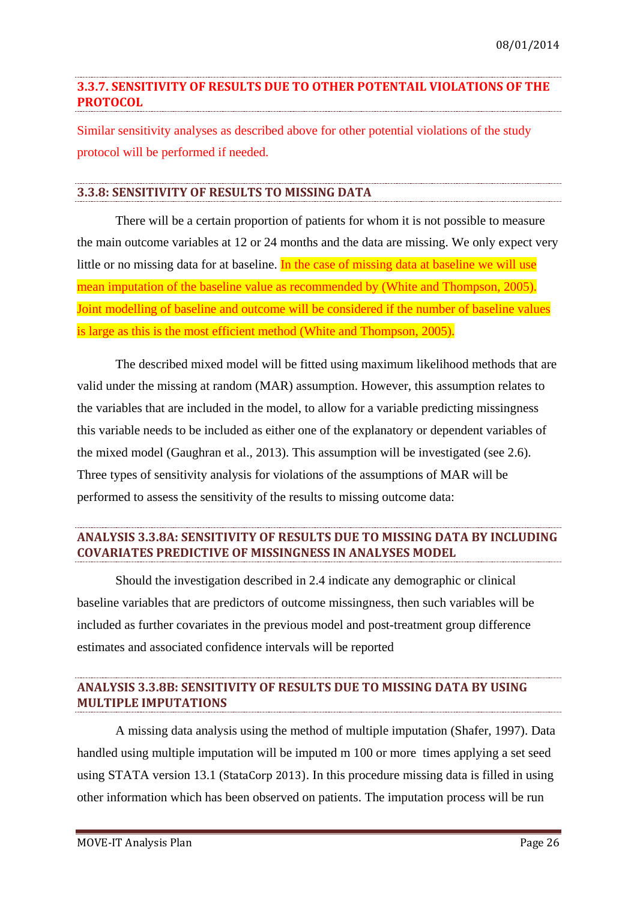### 3.3.7. SENSITIVITY OF RESULTS DUE TO OTHER POTENTAIL VIOLATIONS OF THE PROTOCOL

Similar sensitivity analyses as described above for other potential violations of the study protocol will be performed if needed.

### 3.3.8: SENSITIVITY OF RESULTS TO MISSING DATA

There will be a certain proportion of patients for whom it is not possible to measure the main outcome variables at 12 or 24 months and the data are missing. We only expect very little or no missing data for at baseline. In the case of missing data at baseline we will use mean imputation of the baseline value as recommended by (White and Thompson, 2005). Joint modelling of baseline and outcome will be considered if the number of baseline values is large as this is the most efficient method (White and Thompson, 2005).

The described mixed model will be fitted using maximum likelihood methods that are valid under the missing at random (MAR) assumption. However, this assumption relates to the variables that are included in the model, to allow for a variable predicting missingness this variable needs to be included as either one of the explanatory or dependent variables of the mixed model (Gaughran et al., 2013). This assumption will be investigated (see 2.6). Three types of sensitivity analysis for violations of the assumptions of MAR will be performed to assess the sensitivity of the results to missing outcome data:

### ANALYSIS 3.3.8A: SENSITIVITY OF RESULTS DUE TO MISSING DATA BY INCLUDING COVARIATES PREDICTIVE OF MISSINGNESS IN ANALYSES MODEL

Should the investigation described in 2.4 indicate any demographic or clinical baseline variables that are predictors of outcome missingness, then such variables will be included as further covariates in the previous model and post-treatment group difference estimates and associated confidence intervals will be reported

### ANALYSIS 3.3.8B: SENSITIVITY OF RESULTS DUE TO MISSING DATA BY USING MULTIPLE IMPUTATIONS

A missing data analysis using the method of multiple imputation (Shafer, 1997). Data handled using multiple imputation will be imputed m 100 or more times applying a set seed using STATA version 13.1 (StataCorp 2013). In this procedure missing data is filled in using other information which has been observed on patients. The imputation process will be run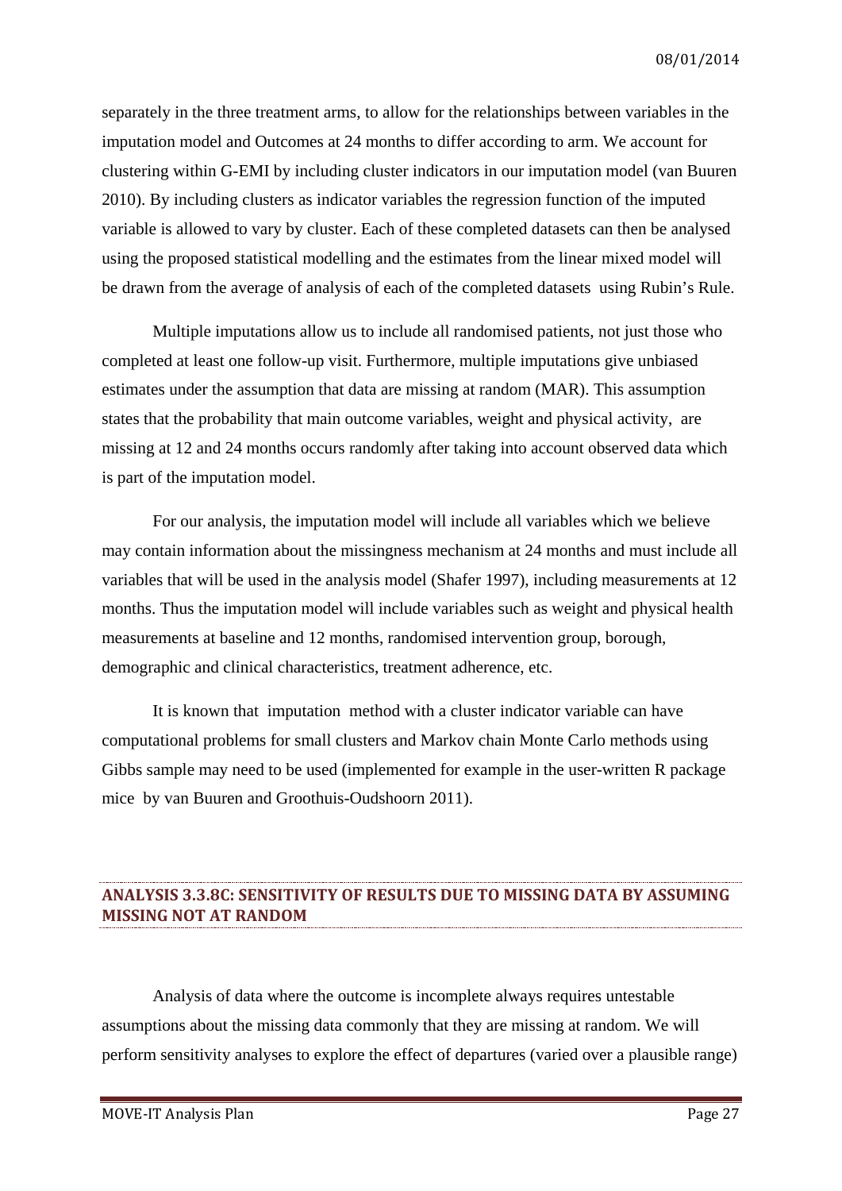separately in the three treatment arms, to allow for the relationships between variables in the imputation model and Outcomes at 24 months to differ according to arm. We account for clustering within G-EMI by including cluster indicators in our imputation model (van Buuren 2010). By including clusters as indicator variables the regression function of the imputed variable is allowed to vary by cluster. Each of these completed datasets can then be analysed using the proposed statistical modelling and the estimates from the linear mixed model will be drawn from the average of analysis of each of the completed datasets using Rubin's Rule.

Multiple imputations allow us to include all randomised patients, not just those who completed at least one follow-up visit. Furthermore, multiple imputations give unbiased estimates under the assumption that data are missing at random (MAR). This assumption states that the probability that main outcome variables, weight and physical activity, are missing at 12 and 24 months occurs randomly after taking into account observed data which is part of the imputation model.

For our analysis, the imputation model will include all variables which we believe may contain information about the missingness mechanism at 24 months and must include all variables that will be used in the analysis model (Shafer 1997), including measurements at 12 months. Thus the imputation model will include variables such as weight and physical health measurements at baseline and 12 months, randomised intervention group, borough, demographic and clinical characteristics, treatment adherence, etc.

It is known that imputation method with a cluster indicator variable can have computational problems for small clusters and Markov chain Monte Carlo methods using Gibbs sample may need to be used (implemented for example in the user-written R package mice by van Buuren and Groothuis-Oudshoorn 2011).

## ANALYSIS 3.3.8C: SENSITIVITY OF RESULTS DUE TO MISSING DATA BY ASSUMING MISSING NOT AT RANDOM

Analysis of data where the outcome is incomplete always requires untestable assumptions about the missing data commonly that they are missing at random. We will perform sensitivity analyses to explore the effect of departures (varied over a plausible range)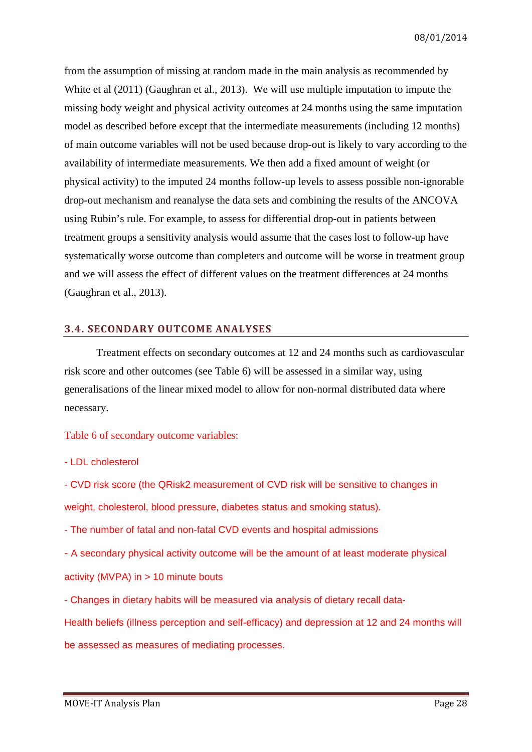from the assumption of missing at random made in the main analysis as recommended by White et al (2011) (Gaughran et al., 2013). We will use multiple imputation to impute the missing body weight and physical activity outcomes at 24 months using the same imputation model as described before except that the intermediate measurements (including 12 months) of main outcome variables will not be used because drop-out is likely to vary according to the availability of intermediate measurements. We then add a fixed amount of weight (or physical activity) to the imputed 24 months follow-up levels to assess possible non-ignorable drop-out mechanism and reanalyse the data sets and combining the results of the ANCOVA using Rubin's rule. For example, to assess for differential drop-out in patients between treatment groups a sensitivity analysis would assume that the cases lost to follow-up have systematically worse outcome than completers and outcome will be worse in treatment group and we will assess the effect of different values on the treatment differences at 24 months (Gaughran et al., 2013).

### 3.4. SECONDARY OUTCOME ANALYSES

Treatment effects on secondary outcomes at 12 and 24 months such as cardiovascular risk score and other outcomes (see Table 6) will be assessed in a similar way, using generalisations of the linear mixed model to allow for non-normal distributed data where necessary.

Table 6 of secondary outcome variables:

- LDL cholesterol
- CVD risk score (the QRisk2 measurement of CVD risk will be sensitive to changes in weight, cholesterol, blood pressure, diabetes status and smoking status).
- The number of fatal and non-fatal CVD events and hospital admissions
- A secondary physical activity outcome will be the amount of at least moderate physical activity (MVPA) in > 10 minute bouts
- Changes in dietary habits will be measured via analysis of dietary recall data-

Health beliefs (illness perception and self-efficacy) and depression at 12 and 24 months will be assessed as measures of mediating processes.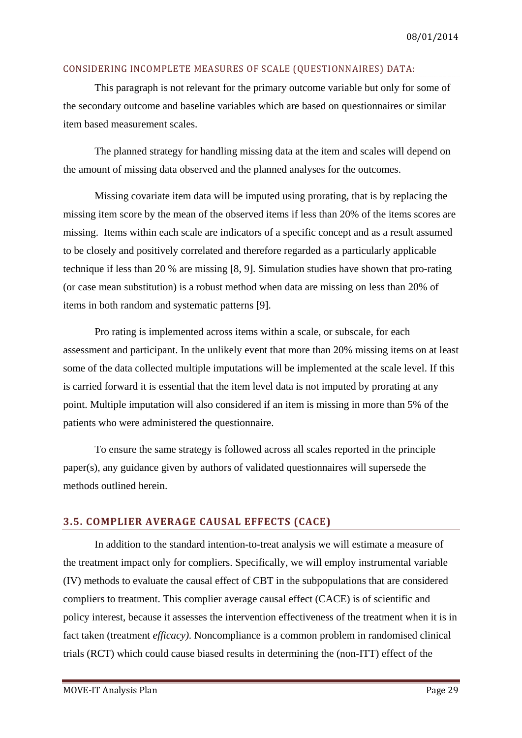#### CONSIDERING INCOMPLETE MEASURES OF SCALE (QUESTIONNAIRES) DATA:

This paragraph is not relevant for the primary outcome variable but only for some of the secondary outcome and baseline variables which are based on questionnaires or similar item based measurement scales.

The planned strategy for handling missing data at the item and scales will depend on the amount of missing data observed and the planned analyses for the outcomes.

Missing covariate item data will be imputed using prorating, that is by replacing the missing item score by the mean of the observed items if less than 20% of the items scores are missing. Items within each scale are indicators of a specific concept and as a result assumed to be closely and positively correlated and therefore regarded as a particularly applicable technique if less than 20 % are missing [8, 9]. Simulation studies have shown that pro-rating (or case mean substitution) is a robust method when data are missing on less than 20% of items in both random and systematic patterns [9].

Pro rating is implemented across items within a scale, or subscale, for each assessment and participant. In the unlikely event that more than 20% missing items on at least some of the data collected multiple imputations will be implemented at the scale level. If this is carried forward it is essential that the item level data is not imputed by prorating at any point. Multiple imputation will also considered if an item is missing in more than 5% of the patients who were administered the questionnaire.

To ensure the same strategy is followed across all scales reported in the principle paper(s), any guidance given by authors of validated questionnaires will supersede the methods outlined herein.

## 3.5. COMPLIER AVERAGE CAUSAL EFFECTS (CACE)

In addition to the standard intention-to-treat analysis we will estimate a measure of the treatment impact only for compliers. Specifically, we will employ instrumental variable (IV) methods to evaluate the causal effect of CBT in the subpopulations that are considered compliers to treatment. This complier average causal effect (CACE) is of scientific and policy interest, because it assesses the intervention effectiveness of the treatment when it is in fact taken (treatment *efficacy)*. Noncompliance is a common problem in randomised clinical trials (RCT) which could cause biased results in determining the (non-ITT) effect of the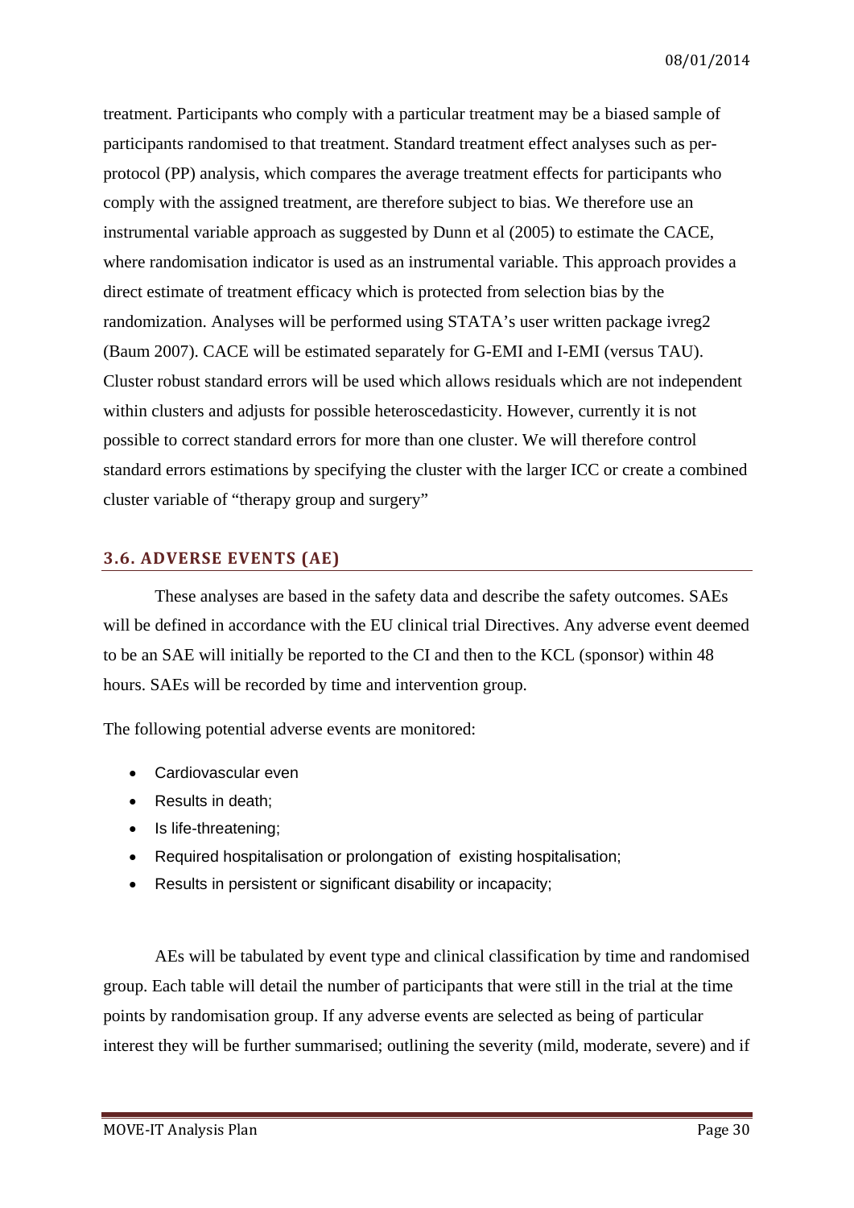treatment. Participants who comply with a particular treatment may be a biased sample of participants randomised to that treatment. Standard treatment effect analyses such as per-protocol (PP) analysis, which compares the average treatment effects for participants who comply with the assigned treatment, are therefore subject to bias. We therefore use an instrumental variable approach as suggested by Dunn et al (2005) to estimate the CACE, where randomisation indicator is used as an instrumental variable. This approach provides a direct estimate of treatment efficacy which is protected from selection bias by the randomization. Analyses will be performed using STATA's user written package ivreg2 (Baum 2007). CACE will be estimated separately for G-EMI and I-EMI (versus TAU). Cluster robust standard errors will be used which allows residuals which are not independent within clusters and adjusts for possible heteroscedasticity. However, currently it is not possible to correct standard errors for more than one cluster. We will therefore control standard errors estimations by specifying the cluster with the larger ICC or create a combined cluster variable of "therapy group and surgery"

## 3.6. ADVERSE EVENTS (AE)

These analyses are based in the safety data and describe the safety outcomes. SAEs will be defined in accordance with the EU clinical trial Directives. Any adverse event deemed to be an SAE will initially be reported to the CI and then to the KCL (sponsor) within 48 hours. SAEs will be recorded by time and intervention group.

The following potential adverse events are monitored:

- Cardiovascular even
- Results in death;
- Is life-threatening;
- Required hospitalisation or prolongation of existing hospitalisation;
- Results in persistent or significant disability or incapacity;

AEs will be tabulated by event type and clinical classification by time and randomised group. Each table will detail the number of participants that were still in the trial at the time points by randomisation group. If any adverse events are selected as being of particular interest they will be further summarised; outlining the severity (mild, moderate, severe) and if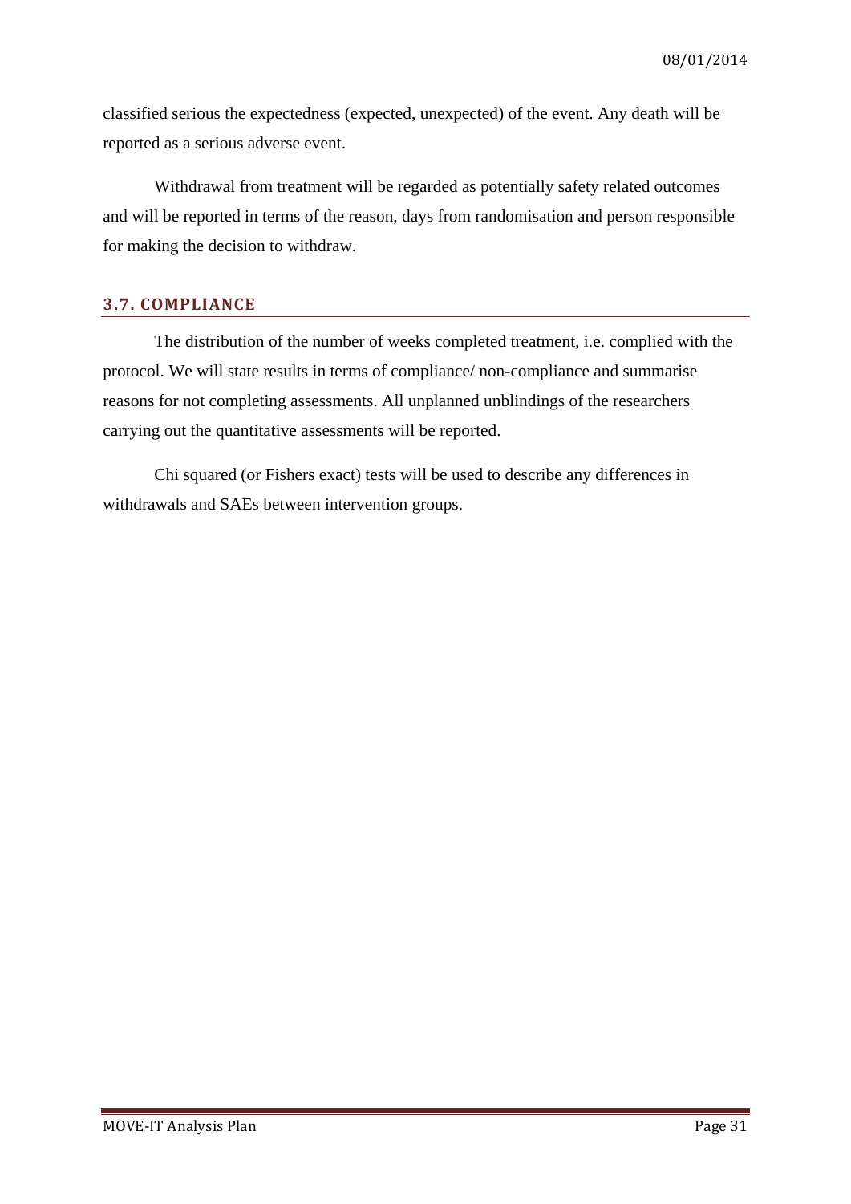classified serious the expectedness (expected, unexpected) of the event. Any death will be reported as a serious adverse event.

Withdrawal from treatment will be regarded as potentially safety related outcomes and will be reported in terms of the reason, days from randomisation and person responsible for making the decision to withdraw.

### 3.7. COMPLIANCE

The distribution of the number of weeks completed treatment, i.e. complied with the protocol. We will state results in terms of compliance/ non-compliance and summarise reasons for not completing assessments. All unplanned unblindings of the researchers carrying out the quantitative assessments will be reported.

Chi squared (or Fishers exact) tests will be used to describe any differences in withdrawals and SAEs between intervention groups.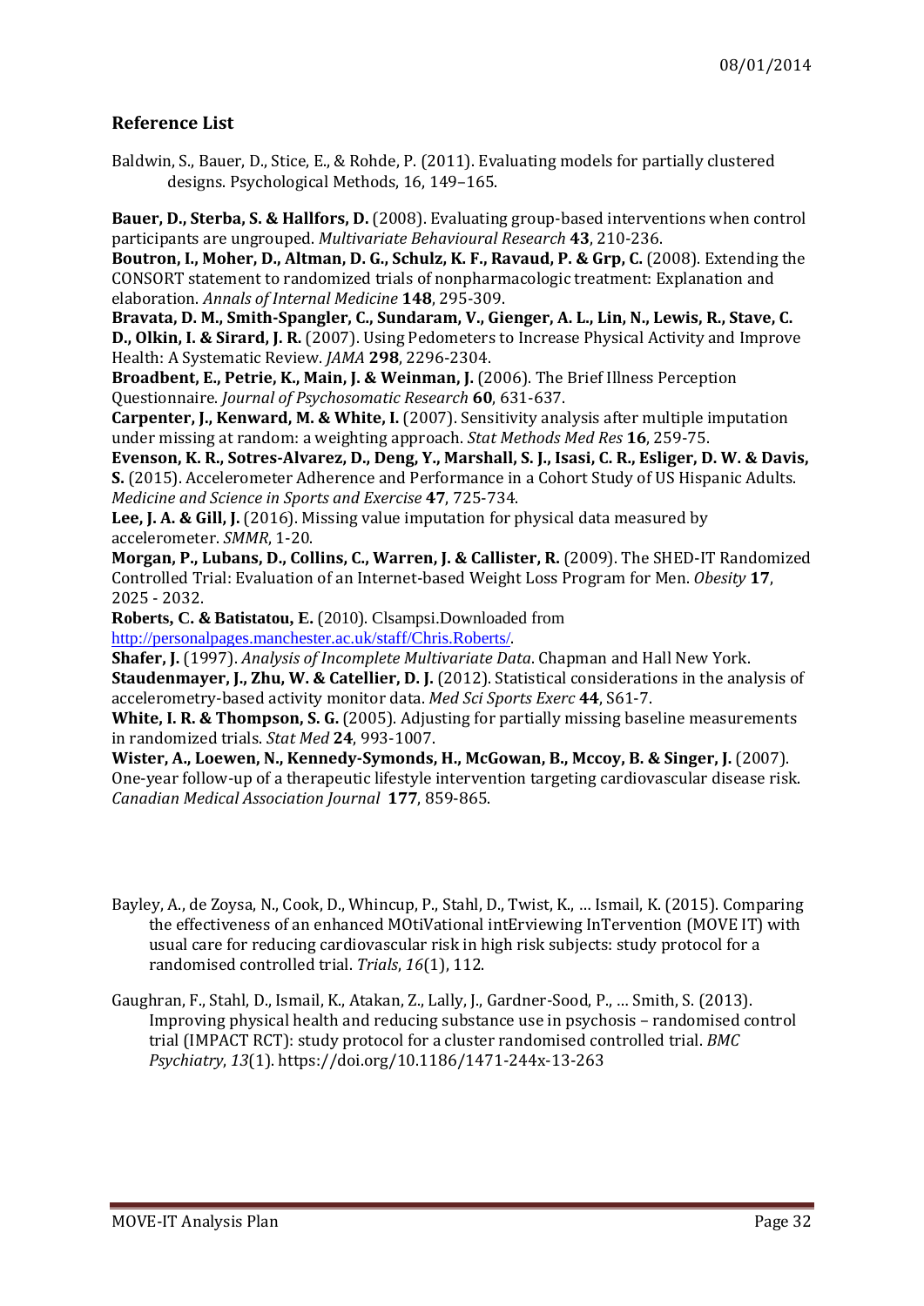## Reference List

Baldwin, S., Bauer, D., Stice, E., & Rohde, P. (2011). Evaluating models for partially clustered designs. Psychological Methods, 16, 149–165.

**Bauer, D., Sterba, S. & Hallfors, D.** (2008). Evaluating group-based interventions when control participants are ungrouped. *Multivariate Behavioural Research* **43**, 210-236.

**Boutron, I., Moher, D., Altman, D. G., Schulz, K. F., Ravaud, P. & Grp, C.** (2008). Extending the CONSORT statement to randomized trials of nonpharmacologic treatment: Explanation and elaboration. *Annals of Internal Medicine* **148**, 295-309.

**Bravata, D. M., Smith-Spangler, C., Sundaram, V., Gienger, A. L., Lin, N., Lewis, R., Stave, C. D., Olkin, I. & Sirard, J. R.** (2007). Using Pedometers to Increase Physical Activity and Improve Health: A Systematic Review. *JAMA* **298**, 2296-2304.

**Broadbent, E., Petrie, K., Main, J. & Weinman, J.** (2006). The Brief Illness Perception Questionnaire. *Journal of Psychosomatic Research* **60**, 631-637.

**Carpenter, J., Kenward, M. & White, I.** (2007). Sensitivity analysis after multiple imputation under missing at random: a weighting approach. *Stat Methods Med Res* **16**, 259-75.

**Evenson, K. R., Sotres-Alvarez, D., Deng, Y., Marshall, S. J., Isasi, C. R., Esliger, D. W. & Davis, S.** (2015). Accelerometer Adherence and Performance in a Cohort Study of US Hispanic Adults. *Medicine and Science in Sports and Exercise* **47**, 725-734.

**Lee, J. A. & Gill, J.** (2016). Missing value imputation for physical data measured by accelerometer. *SMMR*, 1-20.

**Morgan, P., Lubans, D., Collins, C., Warren, J. & Callister, R.** (2009). The SHED-IT Randomized Controlled Trial: Evaluation of an Internet-based Weight Loss Program for Men. *Obesity* **17**, 2025 - 2032.

**Roberts, C. & Batistatou, E.** (2010). Clsampsi.Downloaded from http://personalpages.manchester.ac.uk/staff/Chris.Roberts/.

**Shafer, J.** (1997). *Analysis of Incomplete Multivariate Data*. Chapman and Hall New York.

**Staudenmayer, J., Zhu, W. & Catellier, D. J.** (2012). Statistical considerations in the analysis of accelerometry-based activity monitor data. *Med Sci Sports Exerc* **44**, S61-7.

**White, I. R. & Thompson, S. G.** (2005). Adjusting for partially missing baseline measurements in randomized trials. *Stat Med* **24**, 993-1007.

**Wister, A., Loewen, N., Kennedy-Symonds, H., McGowan, B., Mccoy, B. & Singer, J.** (2007). One-year follow-up of a therapeutic lifestyle intervention targeting cardiovascular disease risk. *Canadian Medical Association Journal* **177**, 859-865.

Bayley, A., de Zoysa, N., Cook, D., Whincup, P., Stahl, D., Twist, K., … Ismail, K. (2015). Comparing the effectiveness of an enhanced MOtiVational intErviewing InTervention (MOVE IT) with usual care for reducing cardiovascular risk in high risk subjects: study protocol for a randomised controlled trial. *Trials*, *16*(1), 112.

Gaughran, F., Stahl, D., Ismail, K., Atakan, Z., Lally, J., Gardner-Sood, P., … Smith, S. (2013). Improving physical health and reducing substance use in psychosis – randomised control trial (IMPACT RCT): study protocol for a cluster randomised controlled trial. *BMC Psychiatry*, *13*(1). https://doi.org/10.1186/1471-244x-13-263